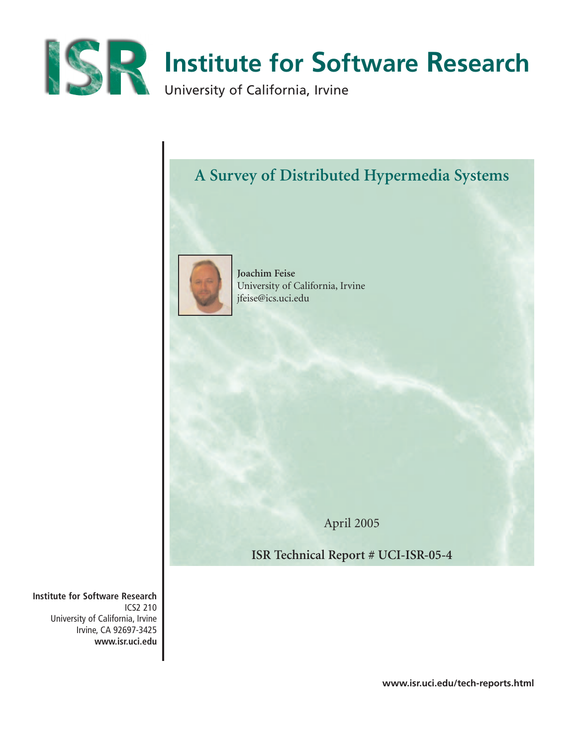# Institute for Software Research

University of California, Irvine

## A Survey of Distributed Hypermedia Systems

**Joachim Feise**
University of California, Irvine
jfeise@ics.uci.edu

April 2005

**ISR Technical Report # UCI-ISR-05-4**

**Institute for Software Research**
ICS2 210
University of California, Irvine
Irvine, CA 92697-3425
**www.isr.uci.edu**

**www.isr.uci.edu/tech-reports.html**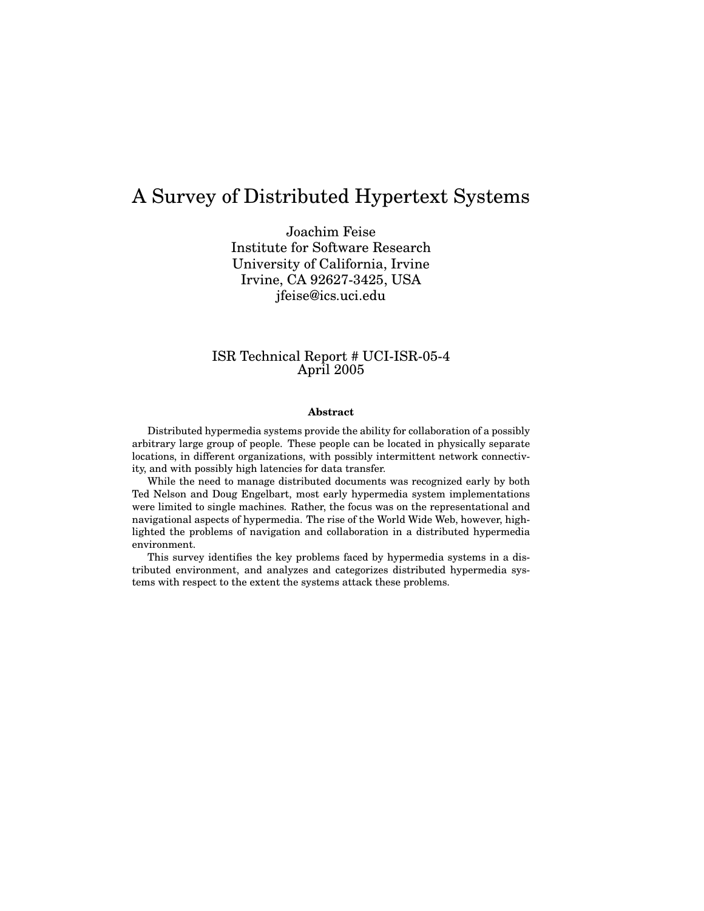# A Survey of Distributed Hypertext Systems

Joachim Feise
Institute for Software Research
University of California, Irvine
Irvine, CA 92627-3425, USA
jfeise@ics.uci.edu

ISR Technical Report # UCI-ISR-05-4
April 2005

### Abstract

Distributed hypermedia systems provide the ability for collaboration of a possibly arbitrary large group of people. These people can be located in physically separate locations, in different organizations, with possibly intermittent network connectivity, and with possibly high latencies for data transfer.

While the need to manage distributed documents was recognized early by both Ted Nelson and Doug Engelbart, most early hypermedia system implementations were limited to single machines. Rather, the focus was on the representational and navigational aspects of hypermedia. The rise of the World Wide Web, however, highlighted the problems of navigation and collaboration in a distributed hypermedia environment.

This survey identifies the key problems faced by hypermedia systems in a distributed environment, and analyzes and categorizes distributed hypermedia systems with respect to the extent the systems attack these problems.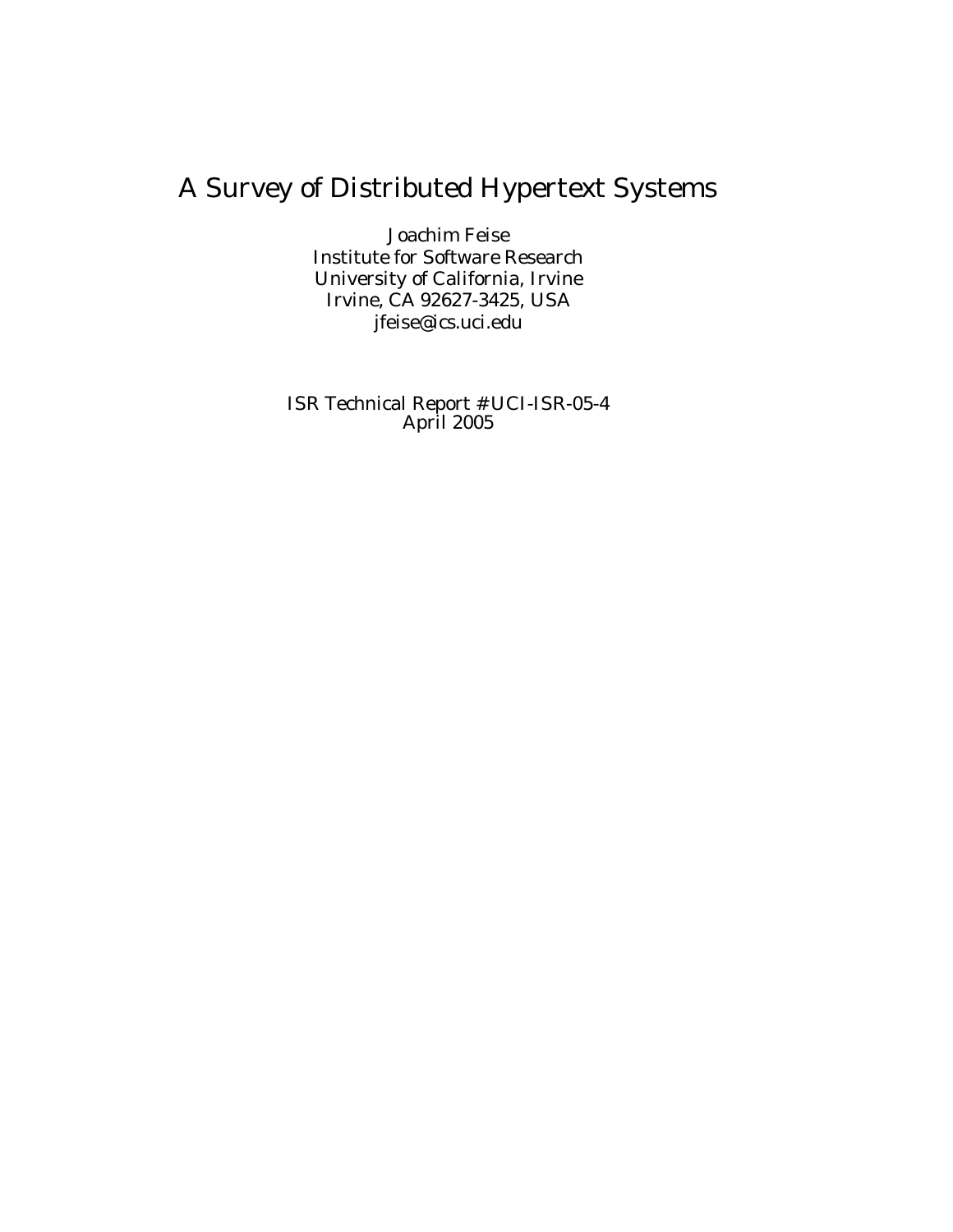# A Survey of Distributed Hypertext Systems

Joachim Feise
Institute for Software Research
University of California, Irvine
Irvine, CA 92627-3425, USA
jfeise@ics.uci.edu

ISR Technical Report # UCI-ISR-05-4
April 2005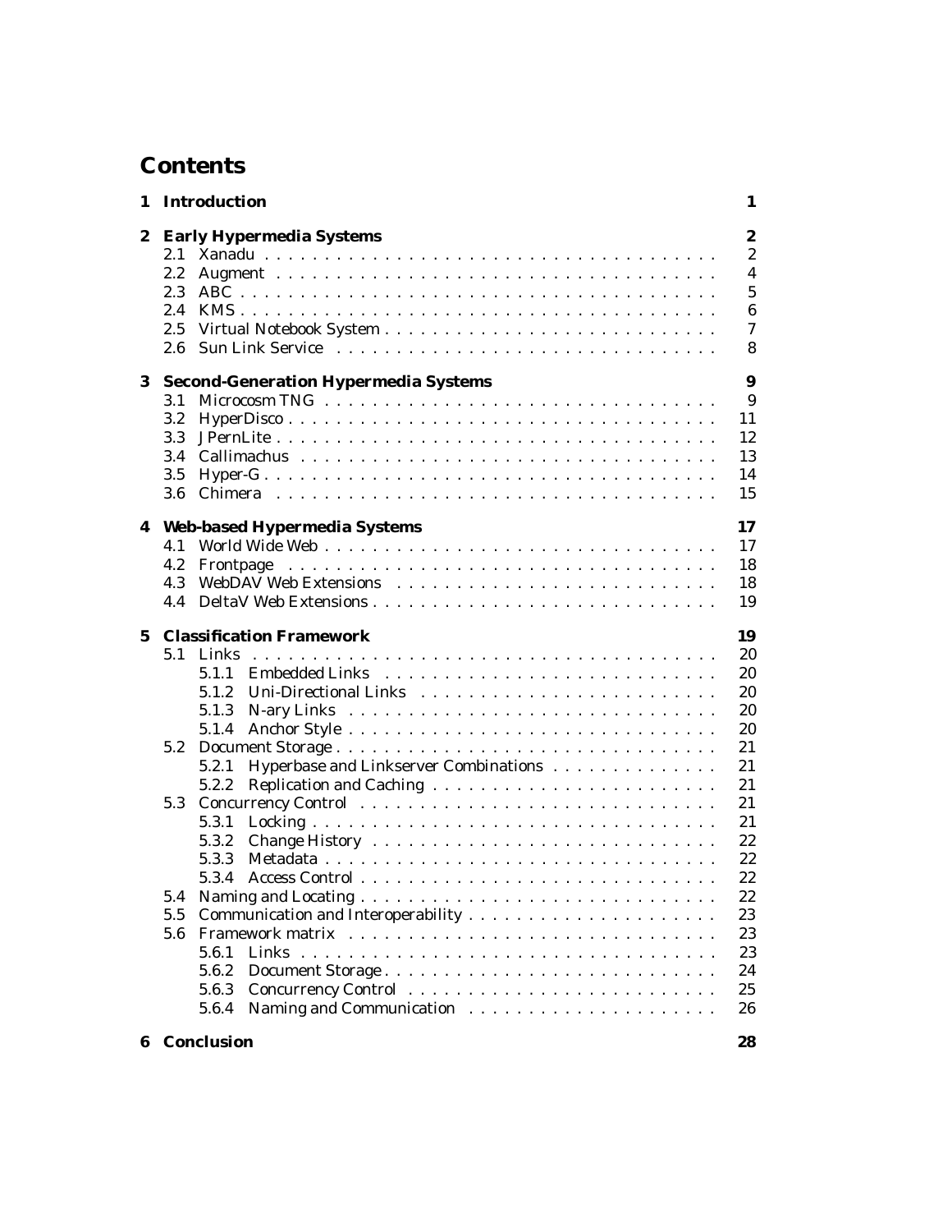# Contents

1 Introduction 1

2 Early Hypermedia Systems 2
- 2.1 Xanadu 2
- 2.2 Augment 4
- 2.3 ABC 5
- 2.4 KMS 6
- 2.5 Virtual Notebook System 7
- 2.6 Sun Link Service 8

3 Second-Generation Hypermedia Systems 9
- 3.1 Microcosm TNG 9
- 3.2 HyperDisco 11
- 3.3 JPernLite 12
- 3.4 Callimachus 13
- 3.5 Hyper-G 14
- 3.6 Chimera 15

4 Web-based Hypermedia Systems 17
- 4.1 World Wide Web 17
- 4.2 Frontpage 18
- 4.3 WebDAV Web Extensions 18
- 4.4 DeltaV Web Extensions 19

5 Classification Framework 19
- 5.1 Links 20
  - 5.1.1 Embedded Links 20
  - 5.1.2 Uni-Directional Links 20
  - 5.1.3 N-ary Links 20
  - 5.1.4 Anchor Style 20
- 5.2 Document Storage 21
  - 5.2.1 Hyperbase and Linkserver Combinations 21
  - 5.2.2 Replication and Caching 21
- 5.3 Concurrency Control 21
  - 5.3.1 Locking 21
  - 5.3.2 Change History 22
  - 5.3.3 Metadata 22
  - 5.3.4 Access Control 22
- 5.4 Naming and Locating 22
- 5.5 Communication and Interoperability 23
- 5.6 Framework matrix 23
  - 5.6.1 Links 23
  - 5.6.2 Document Storage 24
  - 5.6.3 Concurrency Control 25
  - 5.6.4 Naming and Communication 26

6 Conclusion 28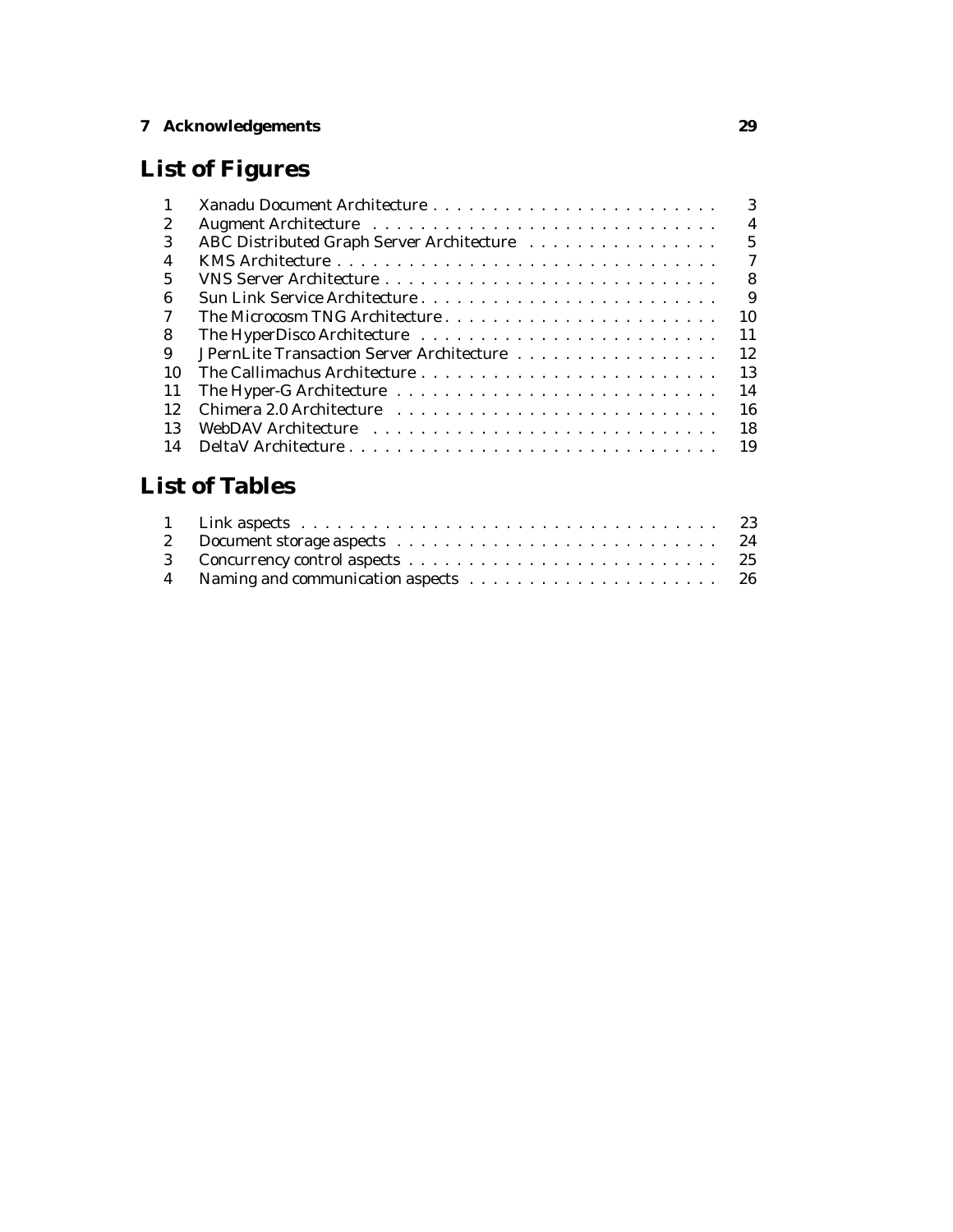**7 Acknowledgements 29**

# List of Figures

| | | |
|---|---|---|
| 1 | Xanadu Document Architecture | 3 |
| 2 | Augment Architecture | 4 |
| 3 | ABC Distributed Graph Server Architecture | 5 |
| 4 | KMS Architecture | 7 |
| 5 | VNS Server Architecture | 8 |
| 6 | Sun Link Service Architecture | 9 |
| 7 | The Microcosm TNG Architecture | 10 |
| 8 | The HyperDisco Architecture | 11 |
| 9 | JPernLite Transaction Server Architecture | 12 |
| 10 | The Callimachus Architecture | 13 |
| 11 | The Hyper-G Architecture | 14 |
| 12 | Chimera 2.0 Architecture | 16 |
| 13 | WebDAV Architecture | 18 |
| 14 | DeltaV Architecture | 19 |

# List of Tables

| | | |
|---|---|---|
| 1 | Link aspects | 23 |
| 2 | Document storage aspects | 24 |
| 3 | Concurrency control aspects | 25 |
| 4 | Naming and communication aspects | 26 |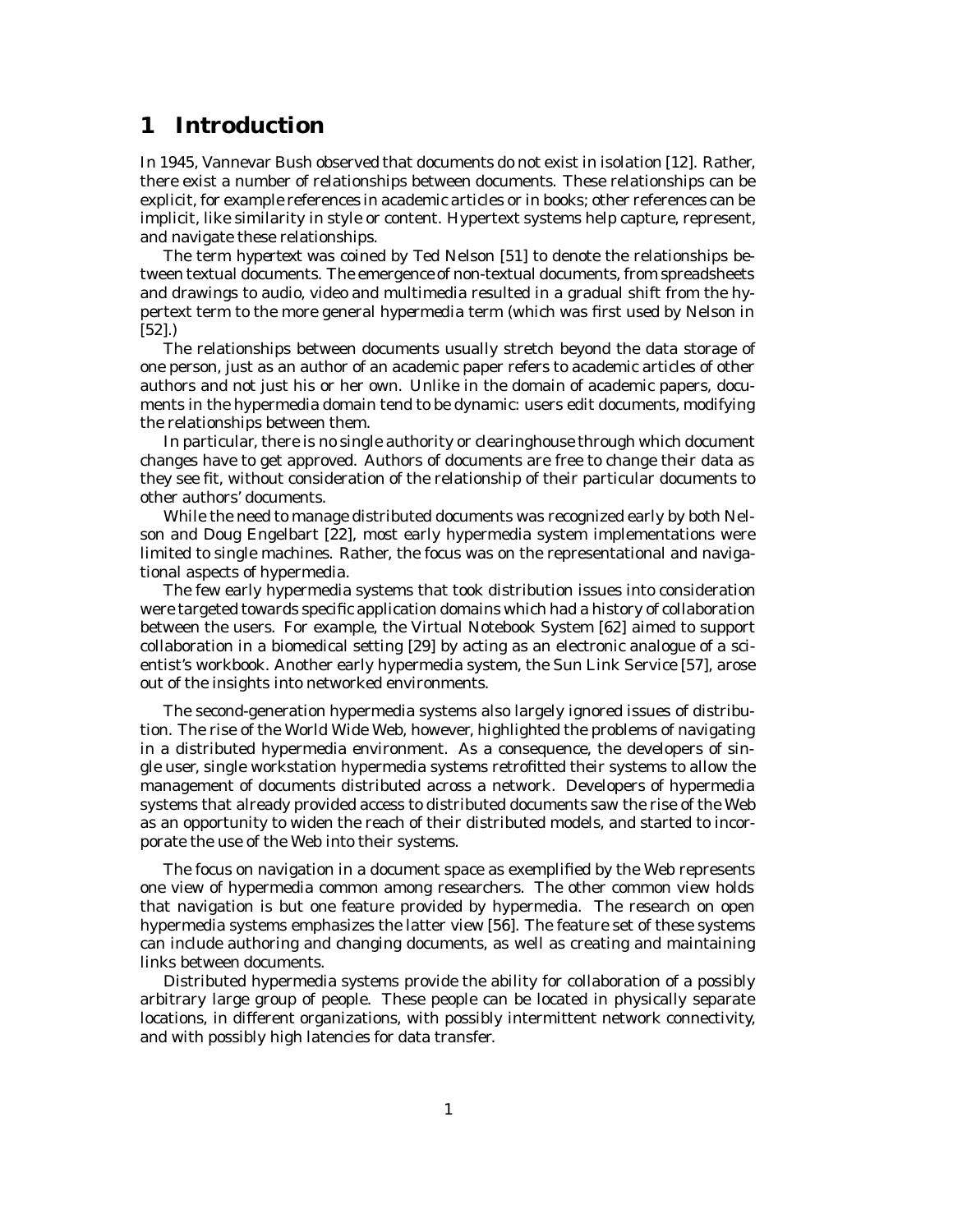# 1 Introduction

In 1945, Vannevar Bush observed that documents do not exist in isolation [12]. Rather, there exist a number of relationships between documents. These relationships can be explicit, for example references in academic articles or in books; other references can be implicit, like similarity in style or content. Hypertext systems help capture, represent, and navigate these relationships.

The term *hypertext* was coined by Ted Nelson [51] to denote the relationships between textual documents. The emergence of non-textual documents, from spreadsheets and drawings to audio, video and multimedia resulted in a gradual shift from the hypertext term to the more general *hypermedia* term (which was first used by Nelson in [52].)

The relationships between documents usually stretch beyond the data storage of one person, just as an author of an academic paper refers to academic articles of other authors and not just his or her own. Unlike in the domain of academic papers, documents in the hypermedia domain tend to be dynamic: users edit documents, modifying the relationships between them.

In particular, there is no single authority or clearinghouse through which document changes have to get approved. Authors of documents are free to change their data as they see fit, without consideration of the relationship of their particular documents to other authors' documents.

While the need to manage distributed documents was recognized early by both Nelson and Doug Engelbart [22], most early hypermedia system implementations were limited to single machines. Rather, the focus was on the representational and navigational aspects of hypermedia.

The few early hypermedia systems that took distribution issues into consideration were targeted towards specific application domains which had a history of collaboration between the users. For example, the Virtual Notebook System [62] aimed to support collaboration in a biomedical setting [29] by acting as an electronic analogue of a scientist's workbook. Another early hypermedia system, the Sun Link Service [57], arose out of the insights into networked environments.

The second-generation hypermedia systems also largely ignored issues of distribution. The rise of the World Wide Web, however, highlighted the problems of navigating in a distributed hypermedia environment. As a consequence, the developers of single user, single workstation hypermedia systems retrofitted their systems to allow the management of documents distributed across a network. Developers of hypermedia systems that already provided access to distributed documents saw the rise of the Web as an opportunity to widen the reach of their distributed models, and started to incorporate the use of the Web into their systems.

The focus on navigation in a document space as exemplified by the Web represents one view of hypermedia common among researchers. The other common view holds that navigation is but one feature provided by hypermedia. The research on open hypermedia systems emphasizes the latter view [56]. The feature set of these systems can include authoring and changing documents, as well as creating and maintaining links between documents.

Distributed hypermedia systems provide the ability for collaboration of a possibly arbitrary large group of people. These people can be located in physically separate locations, in different organizations, with possibly intermittent network connectivity, and with possibly high latencies for data transfer.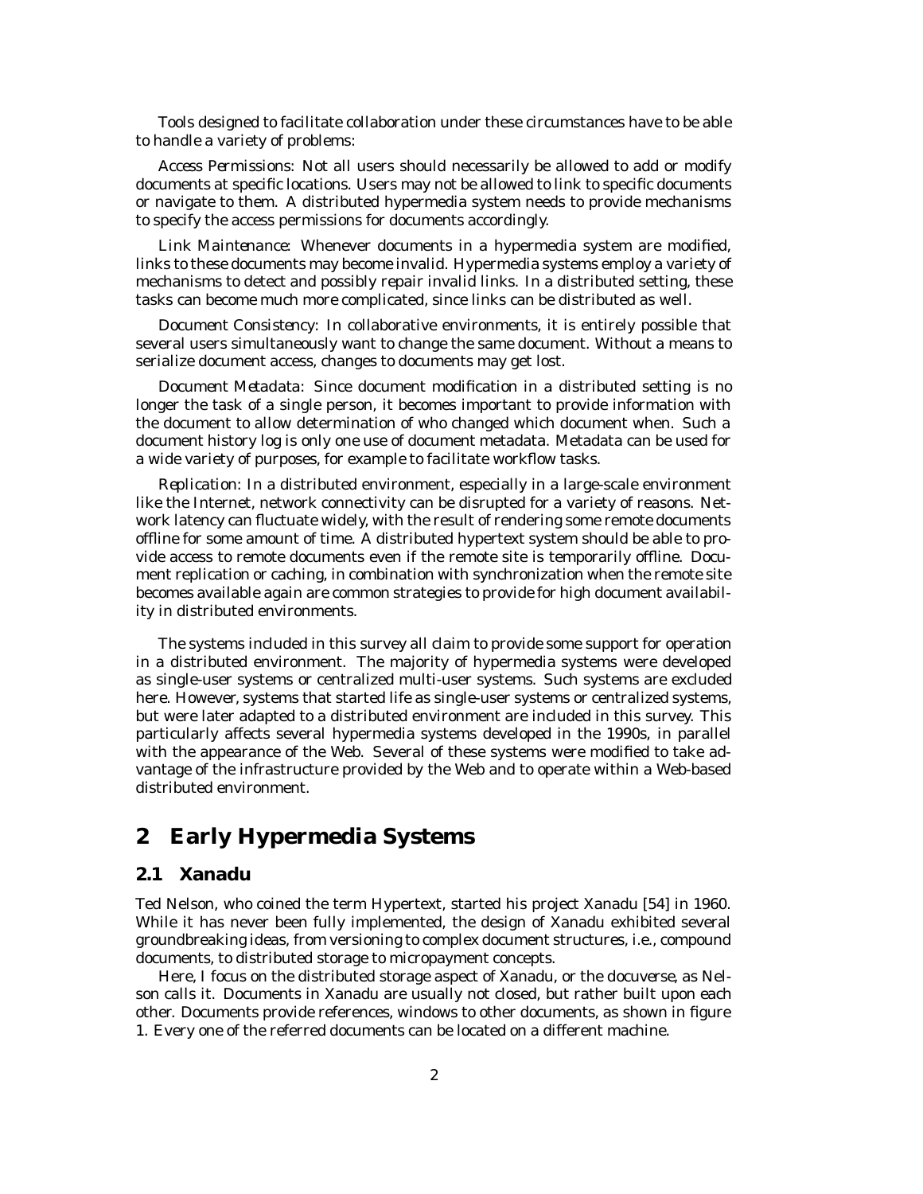Tools designed to facilitate collaboration under these circumstances have to be able to handle a variety of problems:

*Access Permissions*: Not all users should necessarily be allowed to add or modify documents at specific locations. Users may not be allowed to link to specific documents or navigate to them. A distributed hypermedia system needs to provide mechanisms to specify the access permissions for documents accordingly.

*Link Maintenance*: Whenever documents in a hypermedia system are modified, links to these documents may become invalid. Hypermedia systems employ a variety of mechanisms to detect and possibly repair invalid links. In a distributed setting, these tasks can become much more complicated, since links can be distributed as well.

*Document Consistency*: In collaborative environments, it is entirely possible that several users simultaneously want to change the same document. Without a means to serialize document access, changes to documents may get lost.

*Document Metadata*: Since document modification in a distributed setting is no longer the task of a single person, it becomes important to provide information with the document to allow determination of who changed which document when. Such a document history log is only one use of document metadata. Metadata can be used for a wide variety of purposes, for example to facilitate workflow tasks.

*Replication*: In a distributed environment, especially in a large-scale environment like the Internet, network connectivity can be disrupted for a variety of reasons. Network latency can fluctuate widely, with the result of rendering some remote documents offline for some amount of time. A distributed hypertext system should be able to provide access to remote documents even if the remote site is temporarily offline. Document replication or caching, in combination with synchronization when the remote site becomes available again are common strategies to provide for high document availability in distributed environments.

The systems included in this survey all claim to provide some support for operation in a distributed environment. The majority of hypermedia systems were developed as single-user systems or centralized multi-user systems. Such systems are excluded here. However, systems that started life as single-user systems or centralized systems, but were later adapted to a distributed environment are included in this survey. This particularly affects several hypermedia systems developed in the 1990s, in parallel with the appearance of the Web. Several of these systems were modified to take advantage of the infrastructure provided by the Web and to operate within a Web-based distributed environment.

# 2 Early Hypermedia Systems

## 2.1 Xanadu

Ted Nelson, who coined the term Hypertext, started his project Xanadu [54] in 1960. While it has never been fully implemented, the design of Xanadu exhibited several groundbreaking ideas, from versioning to complex document structures, i.e., compound documents, to distributed storage to micropayment concepts.

Here, I focus on the distributed storage aspect of Xanadu, or the *docuverse*, as Nelson calls it. Documents in Xanadu are usually not closed, but rather built upon each other. Documents provide references, windows to other documents, as shown in figure 1. Every one of the referred documents can be located on a different machine.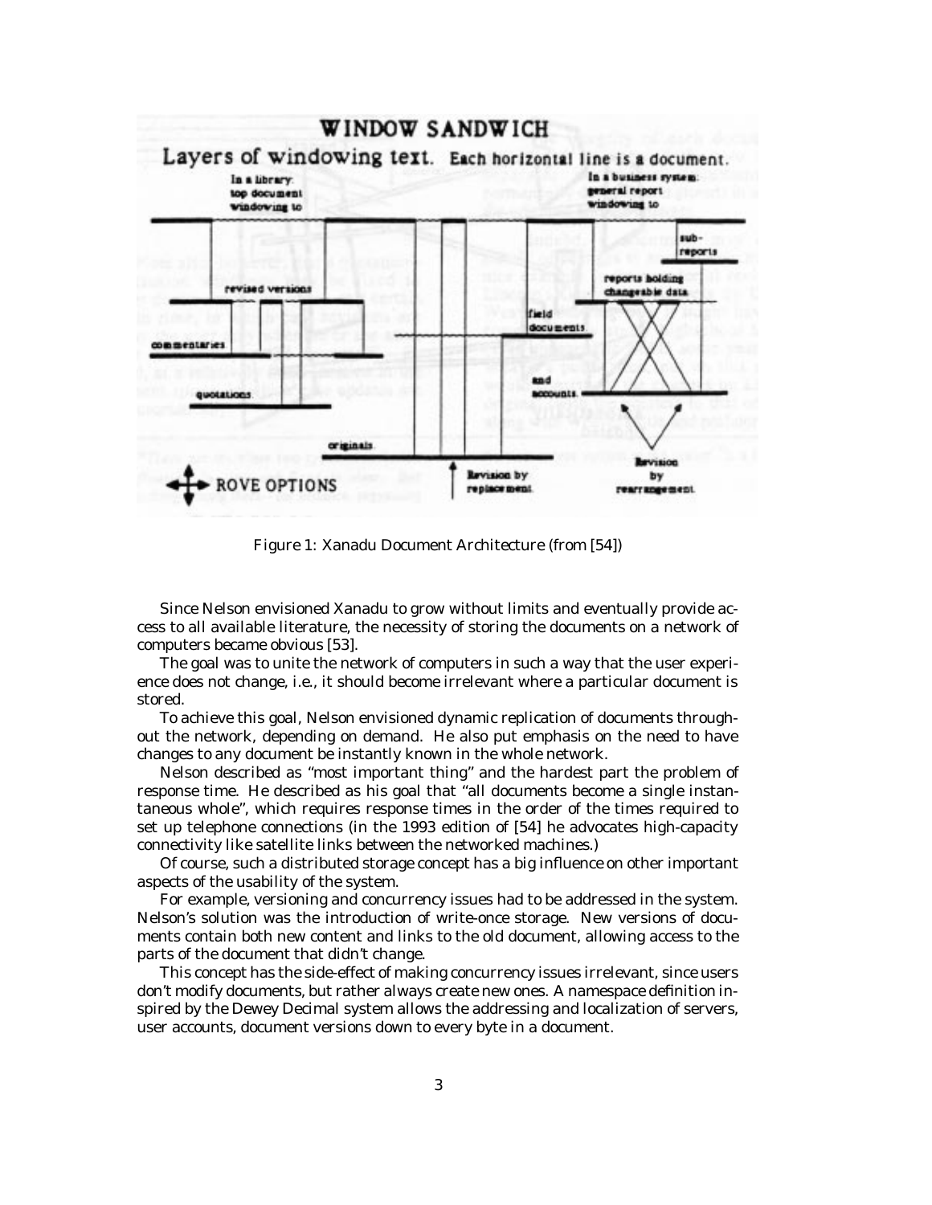Figure 1: Xanadu Document Architecture (from [54])

Since Nelson envisioned Xanadu to grow without limits and eventually provide access to all available literature, the necessity of storing the documents on a network of computers became obvious [53].

The goal was to unite the network of computers in such a way that the user experience does not change, i.e., it should become irrelevant where a particular document is stored.

To achieve this goal, Nelson envisioned dynamic replication of documents throughout the network, depending on demand. He also put emphasis on the need to have changes to any document be instantly known in the whole network.

Nelson described as "most important thing" and the hardest part the problem of response time. He described as his goal that "all documents become a single instantaneous whole", which requires response times in the order of the times required to set up telephone connections (in the 1993 edition of [54] he advocates high-capacity connectivity like satellite links between the networked machines.)

Of course, such a distributed storage concept has a big influence on other important aspects of the usability of the system.

For example, versioning and concurrency issues had to be addressed in the system. Nelson's solution was the introduction of write-once storage. New versions of documents contain both new content and links to the old document, allowing access to the parts of the document that didn't change.

This concept has the side-effect of making concurrency issues irrelevant, since users don't modify documents, but rather always create new ones. A namespace definition inspired by the Dewey Decimal system allows the addressing and localization of servers, user accounts, document versions down to every byte in a document.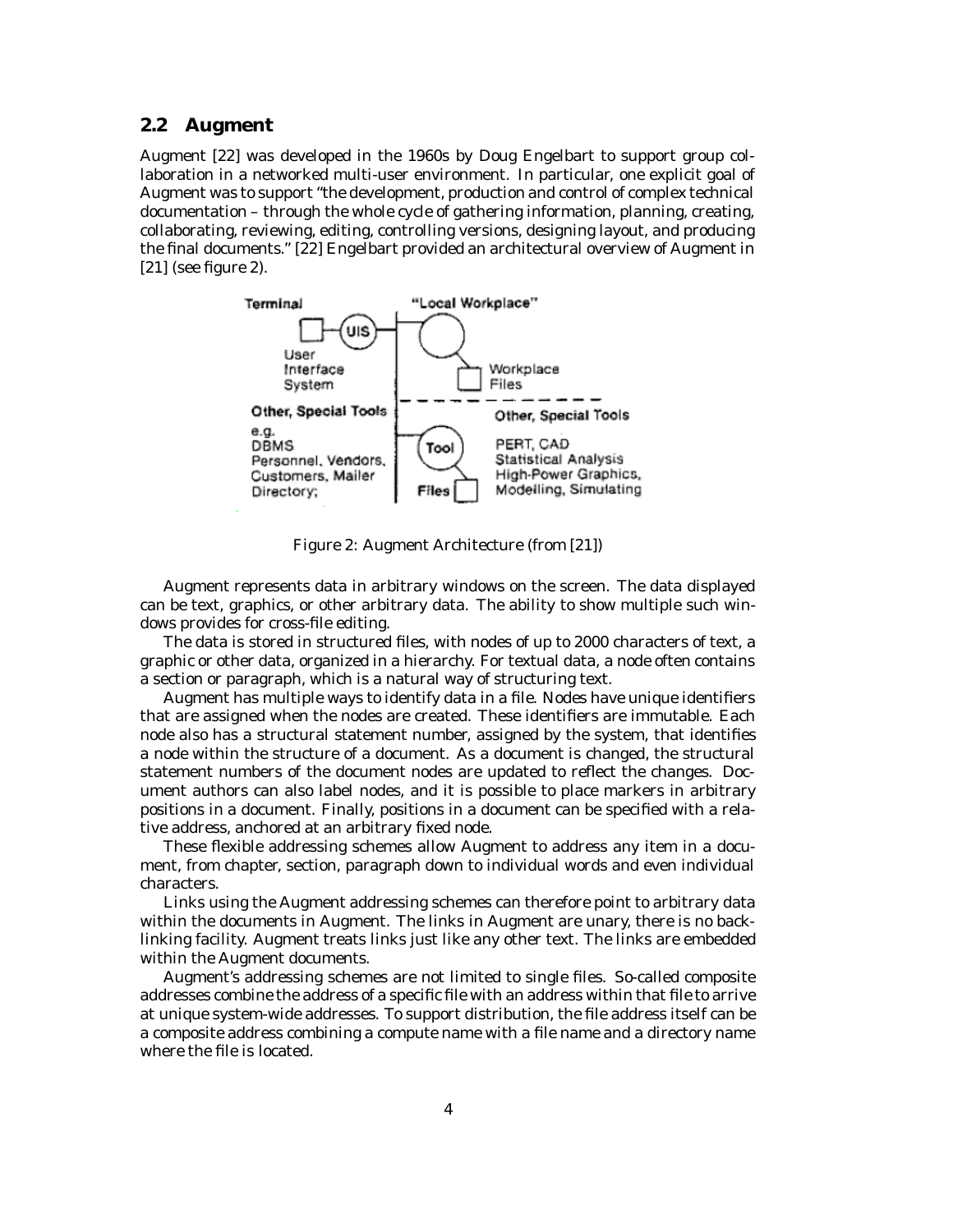## 2.2 Augment

Augment [22] was developed in the 1960s by Doug Engelbart to support group collaboration in a networked multi-user environment. In particular, one explicit goal of Augment was to support "the development, production and control of complex technical documentation – through the whole cycle of gathering information, planning, creating, collaborating, reviewing, editing, controlling versions, designing layout, and producing the final documents." [22] Engelbart provided an architectural overview of Augment in [21] (see figure 2).

Figure 2: Augment Architecture (from [21])

Augment represents data in arbitrary windows on the screen. The data displayed can be text, graphics, or other arbitrary data. The ability to show multiple such windows provides for cross-file editing.

The data is stored in structured files, with nodes of up to 2000 characters of text, a graphic or other data, organized in a hierarchy. For textual data, a node often contains a section or paragraph, which is a natural way of structuring text.

Augment has multiple ways to identify data in a file. Nodes have unique identifiers that are assigned when the nodes are created. These identifiers are immutable. Each node also has a structural statement number, assigned by the system, that identifies a node within the structure of a document. As a document is changed, the structural statement numbers of the document nodes are updated to reflect the changes. Document authors can also label nodes, and it is possible to place markers in arbitrary positions in a document. Finally, positions in a document can be specified with a relative address, anchored at an arbitrary fixed node.

These flexible addressing schemes allow Augment to address any item in a document, from chapter, section, paragraph down to individual words and even individual characters.

Links using the Augment addressing schemes can therefore point to arbitrary data within the documents in Augment. The links in Augment are unary, there is no backlinking facility. Augment treats links just like any other text. The links are embedded within the Augment documents.

Augment's addressing schemes are not limited to single files. So-called composite addresses combine the address of a specific file with an address within that file to arrive at unique system-wide addresses. To support distribution, the file address itself can be a composite address combining a compute name with a file name and a directory name where the file is located.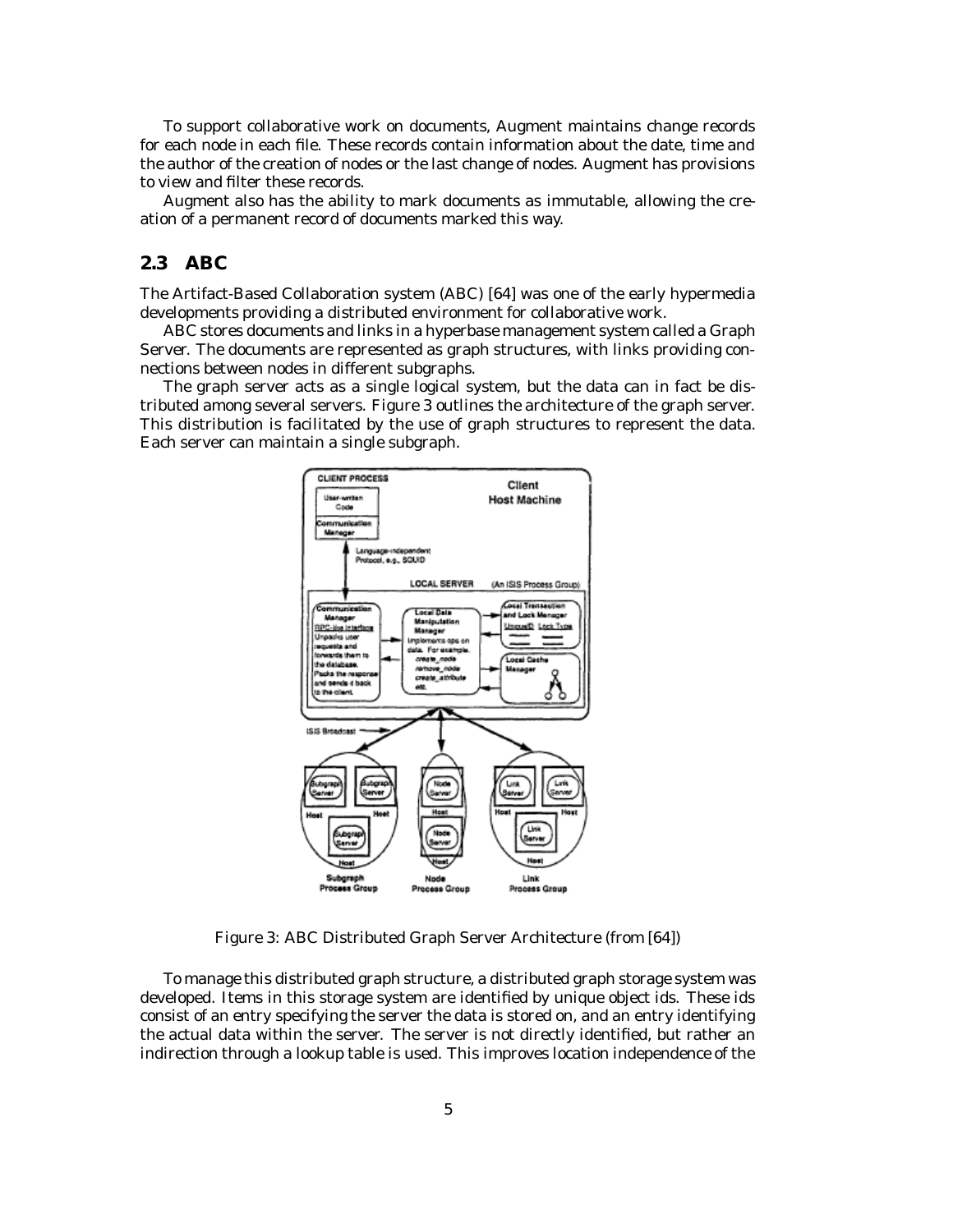To support collaborative work on documents, Augment maintains change records for each node in each file. These records contain information about the date, time and the author of the creation of nodes or the last change of nodes. Augment has provisions to view and filter these records.

Augment also has the ability to mark documents as immutable, allowing the creation of a permanent record of documents marked this way.

## 2.3 ABC

The Artifact-Based Collaboration system (ABC) [64] was one of the early hypermedia developments providing a distributed environment for collaborative work.

ABC stores documents and links in a hyperbase management system called a Graph Server. The documents are represented as graph structures, with links providing connections between nodes in different subgraphs.

The graph server acts as a single logical system, but the data can in fact be distributed among several servers. Figure 3 outlines the architecture of the graph server. This distribution is facilitated by the use of graph structures to represent the data. Each server can maintain a single subgraph.

Figure 3: ABC Distributed Graph Server Architecture (from [64])

To manage this distributed graph structure, a distributed graph storage system was developed. Items in this storage system are identified by unique object ids. These ids consist of an entry specifying the server the data is stored on, and an entry identifying the actual data within the server. The server is not directly identified, but rather an indirection through a lookup table is used. This improves location independence of the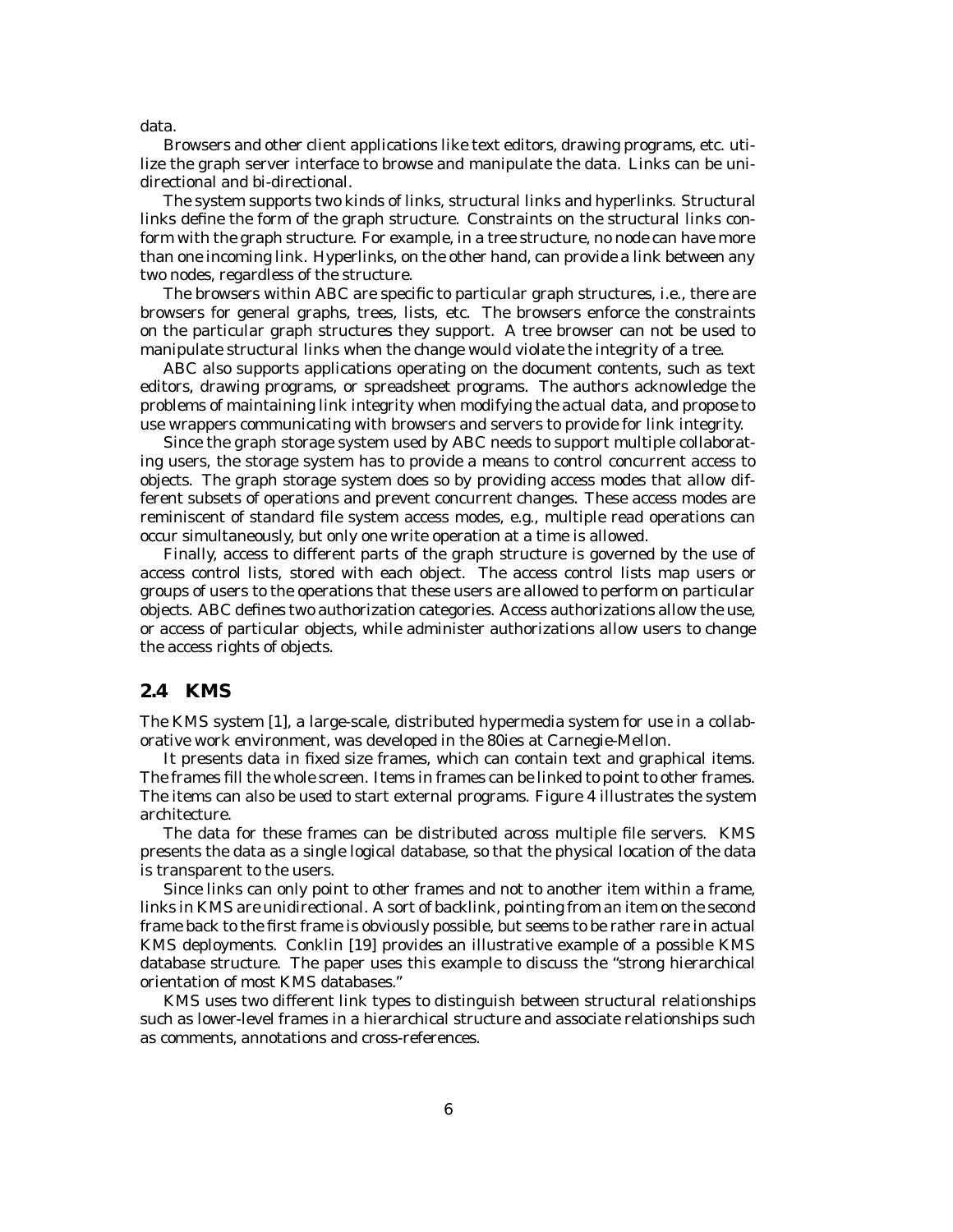data.

Browsers and other client applications like text editors, drawing programs, etc. utilize the graph server interface to browse and manipulate the data. Links can be uni-directional and bi-directional.

The system supports two kinds of links, structural links and hyperlinks. Structural links define the form of the graph structure. Constraints on the structural links conform with the graph structure. For example, in a tree structure, no node can have more than one incoming link. Hyperlinks, on the other hand, can provide a link between any two nodes, regardless of the structure.

The browsers within ABC are specific to particular graph structures, i.e., there are browsers for general graphs, trees, lists, etc. The browsers enforce the constraints on the particular graph structures they support. A tree browser can not be used to manipulate structural links when the change would violate the integrity of a tree.

ABC also supports applications operating on the document contents, such as text editors, drawing programs, or spreadsheet programs. The authors acknowledge the problems of maintaining link integrity when modifying the actual data, and propose to use wrappers communicating with browsers and servers to provide for link integrity.

Since the graph storage system used by ABC needs to support multiple collaborating users, the storage system has to provide a means to control concurrent access to objects. The graph storage system does so by providing access modes that allow different subsets of operations and prevent concurrent changes. These access modes are reminiscent of standard file system access modes, e.g., multiple read operations can occur simultaneously, but only one write operation at a time is allowed.

Finally, access to different parts of the graph structure is governed by the use of access control lists, stored with each object. The access control lists map users or groups of users to the operations that these users are allowed to perform on particular objects. ABC defines two authorization categories. Access authorizations allow the use, or access of particular objects, while administer authorizations allow users to change the access rights of objects.

## 2.4 KMS

The KMS system [1], a large-scale, distributed hypermedia system for use in a collaborative work environment, was developed in the 80ies at Carnegie-Mellon.

It presents data in fixed size frames, which can contain text and graphical items. The frames fill the whole screen. Items in frames can be linked to point to other frames. The items can also be used to start external programs. Figure 4 illustrates the system architecture.

The data for these frames can be distributed across multiple file servers. KMS presents the data as a single logical database, so that the physical location of the data is transparent to the users.

Since links can only point to other frames and not to another item within a frame, links in KMS are unidirectional. A sort of backlink, pointing from an item on the second frame back to the first frame is obviously possible, but seems to be rather rare in actual KMS deployments. Conklin [19] provides an illustrative example of a possible KMS database structure. The paper uses this example to discuss the "strong hierarchical orientation of most KMS databases."

KMS uses two different link types to distinguish between structural relationships such as lower-level frames in a hierarchical structure and associate relationships such as comments, annotations and cross-references.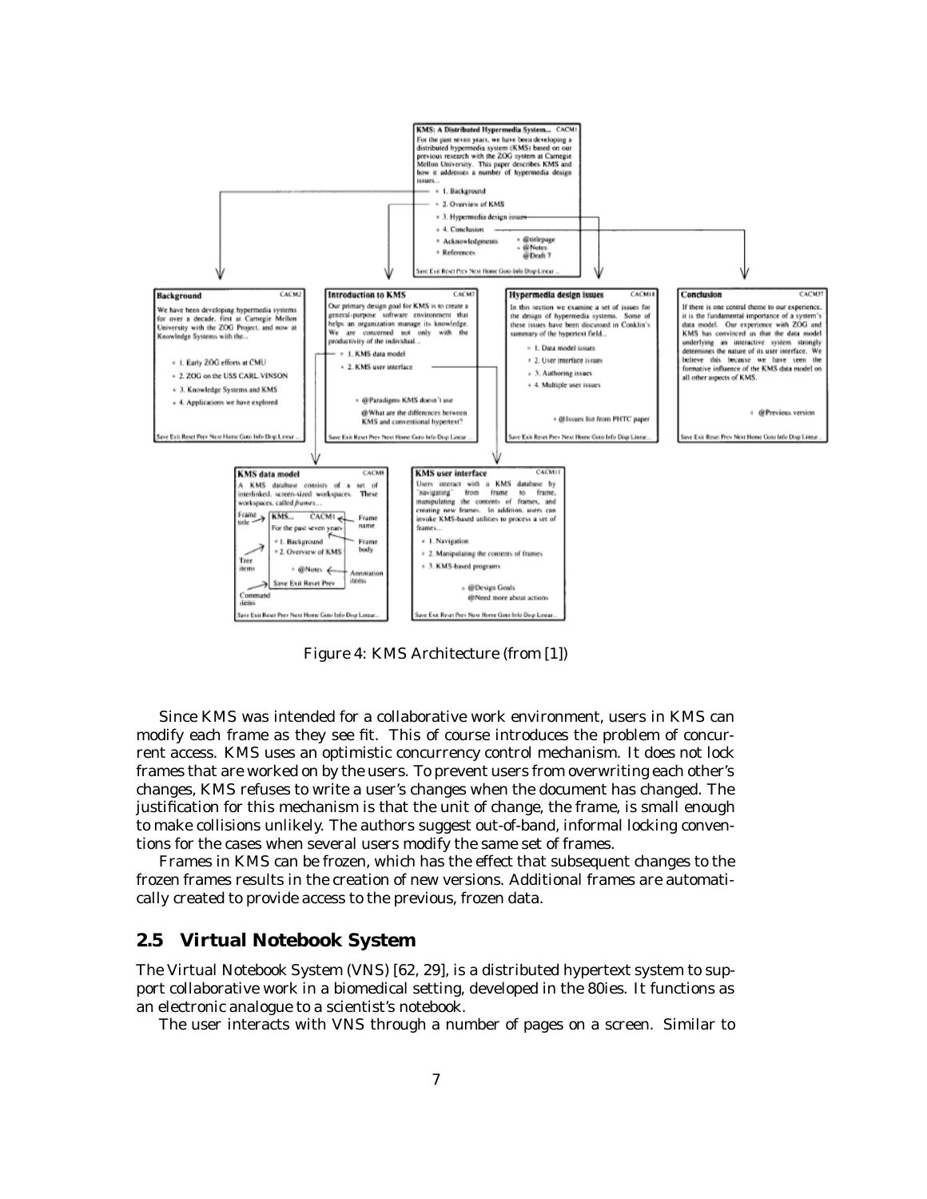Figure 4: KMS Architecture (from [1])

Since KMS was intended for a collaborative work environment, users in KMS can modify each frame as they see fit. This of course introduces the problem of concurrent access. KMS uses an optimistic concurrency control mechanism. It does not lock frames that are worked on by the users. To prevent users from overwriting each other's changes, KMS refuses to write a user's changes when the document has changed. The justification for this mechanism is that the unit of change, the frame, is small enough to make collisions unlikely. The authors suggest out-of-band, informal locking conventions for the cases when several users modify the same set of frames.

Frames in KMS can be frozen, which has the effect that subsequent changes to the frozen frames results in the creation of new versions. Additional frames are automatically created to provide access to the previous, frozen data.

## 2.5 Virtual Notebook System

The Virtual Notebook System (VNS) [62, 29], is a distributed hypertext system to support collaborative work in a biomedical setting, developed in the 80ies. It functions as an electronic analogue to a scientist's notebook.

The user interacts with VNS through a number of pages on a screen. Similar to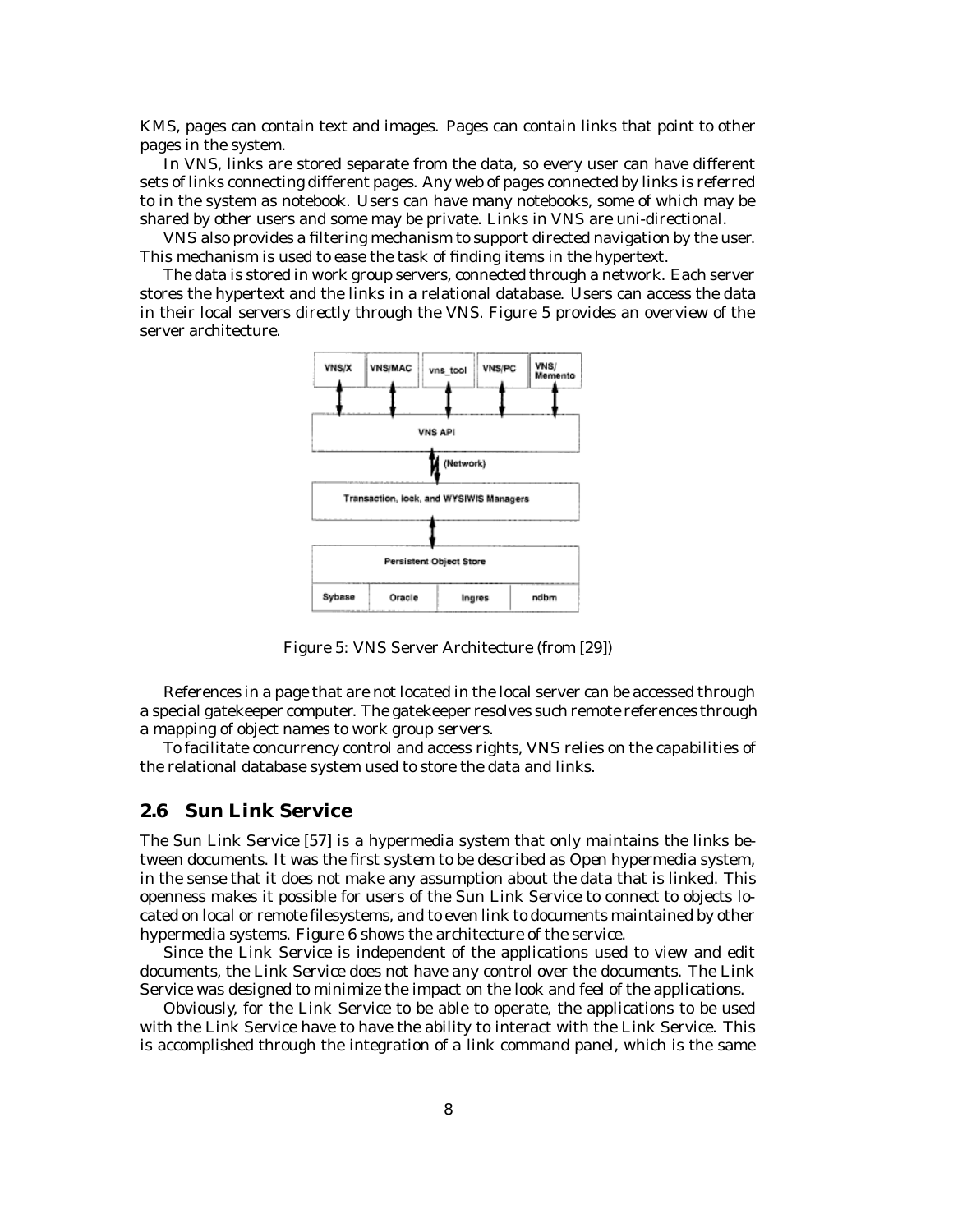KMS, pages can contain text and images. Pages can contain links that point to other pages in the system.

In VNS, links are stored separate from the data, so every user can have different sets of links connecting different pages. Any web of pages connected by links is referred to in the system as notebook. Users can have many notebooks, some of which may be shared by other users and some may be private. Links in VNS are uni-directional.

VNS also provides a filtering mechanism to support directed navigation by the user. This mechanism is used to ease the task of finding items in the hypertext.

The data is stored in work group servers, connected through a network. Each server stores the hypertext and the links in a relational database. Users can access the data in their local servers directly through the VNS. Figure 5 provides an overview of the server architecture.

Figure 5: VNS Server Architecture (from [29])

References in a page that are not located in the local server can be accessed through a special gatekeeper computer. The gatekeeper resolves such remote references through a mapping of object names to work group servers.

To facilitate concurrency control and access rights, VNS relies on the capabilities of the relational database system used to store the data and links.

## 2.6 Sun Link Service

The Sun Link Service [57] is a hypermedia system that only maintains the links between documents. It was the first system to be described as Open hypermedia system, in the sense that it does not make any assumption about the data that is linked. This openness makes it possible for users of the Sun Link Service to connect to objects located on local or remote filesystems, and to even link to documents maintained by other hypermedia systems. Figure 6 shows the architecture of the service.

Since the Link Service is independent of the applications used to view and edit documents, the Link Service does not have any control over the documents. The Link Service was designed to minimize the impact on the look and feel of the applications.

Obviously, for the Link Service to be able to operate, the applications to be used with the Link Service have to have the ability to interact with the Link Service. This is accomplished through the integration of a link command panel, which is the same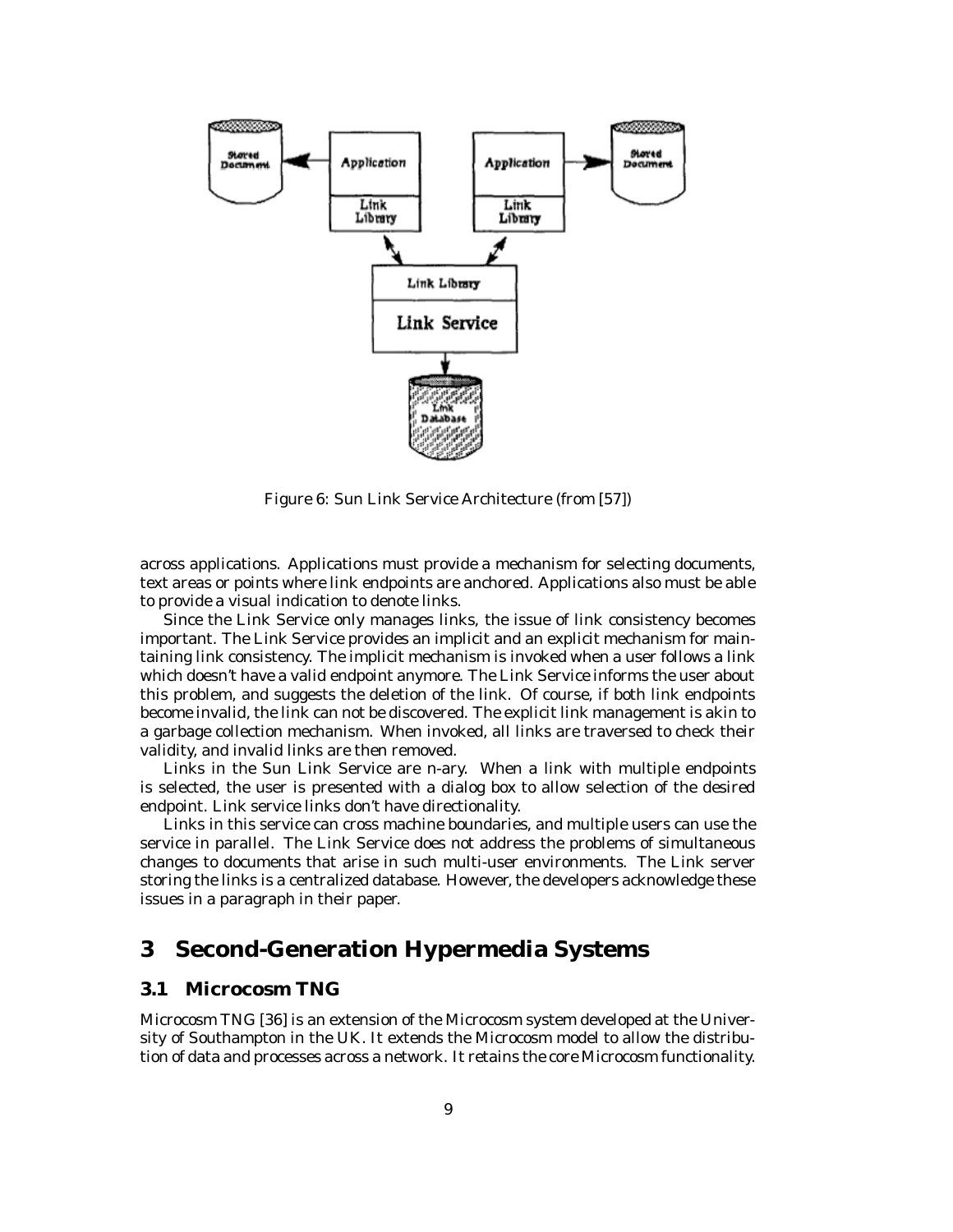Figure 6: Sun Link Service Architecture (from [57])

across applications. Applications must provide a mechanism for selecting documents, text areas or points where link endpoints are anchored. Applications also must be able to provide a visual indication to denote links.

Since the Link Service only manages links, the issue of link consistency becomes important. The Link Service provides an implicit and an explicit mechanism for maintaining link consistency. The implicit mechanism is invoked when a user follows a link which doesn't have a valid endpoint anymore. The Link Service informs the user about this problem, and suggests the deletion of the link. Of course, if both link endpoints become invalid, the link can not be discovered. The explicit link management is akin to a garbage collection mechanism. When invoked, all links are traversed to check their validity, and invalid links are then removed.

Links in the Sun Link Service are n-ary. When a link with multiple endpoints is selected, the user is presented with a dialog box to allow selection of the desired endpoint. Link service links don't have directionality.

Links in this service can cross machine boundaries, and multiple users can use the service in parallel. The Link Service does not address the problems of simultaneous changes to documents that arise in such multi-user environments. The Link server storing the links is a centralized database. However, the developers acknowledge these issues in a paragraph in their paper.

# 3 Second-Generation Hypermedia Systems

## 3.1 Microcosm TNG

Microcosm TNG [36] is an extension of the Microcosm system developed at the University of Southampton in the UK. It extends the Microcosm model to allow the distribution of data and processes across a network. It retains the core Microcosm functionality.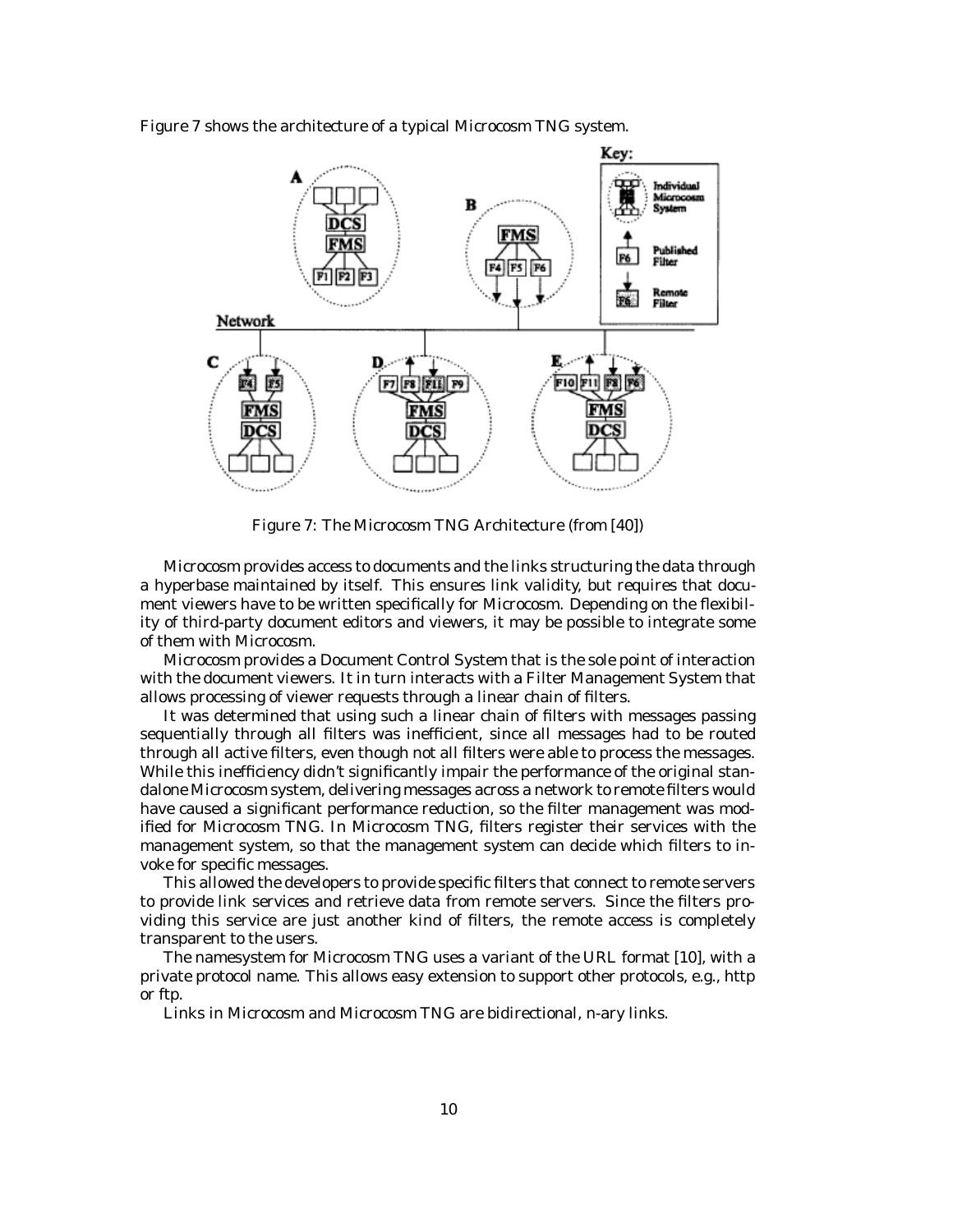Figure 7 shows the architecture of a typical Microcosm TNG system.

Figure 7: The Microcosm TNG Architecture (from [40])

Microcosm provides access to documents and the links structuring the data through a hyperbase maintained by itself. This ensures link validity, but requires that document viewers have to be written specifically for Microcosm. Depending on the flexibility of third-party document editors and viewers, it may be possible to integrate some of them with Microcosm.

Microcosm provides a Document Control System that is the sole point of interaction with the document viewers. It in turn interacts with a Filter Management System that allows processing of viewer requests through a linear chain of filters.

It was determined that using such a linear chain of filters with messages passing sequentially through all filters was inefficient, since all messages had to be routed through all active filters, even though not all filters were able to process the messages. While this inefficiency didn't significantly impair the performance of the original standalone Microcosm system, delivering messages across a network to remote filters would have caused a significant performance reduction, so the filter management was modified for Microcosm TNG. In Microcosm TNG, filters register their services with the management system, so that the management system can decide which filters to invoke for specific messages.

This allowed the developers to provide specific filters that connect to remote servers to provide link services and retrieve data from remote servers. Since the filters providing this service are just another kind of filters, the remote access is completely transparent to the users.

The namesystem for Microcosm TNG uses a variant of the URL format [10], with a private protocol name. This allows easy extension to support other protocols, e.g., http or ftp.

Links in Microcosm and Microcosm TNG are bidirectional, n-ary links.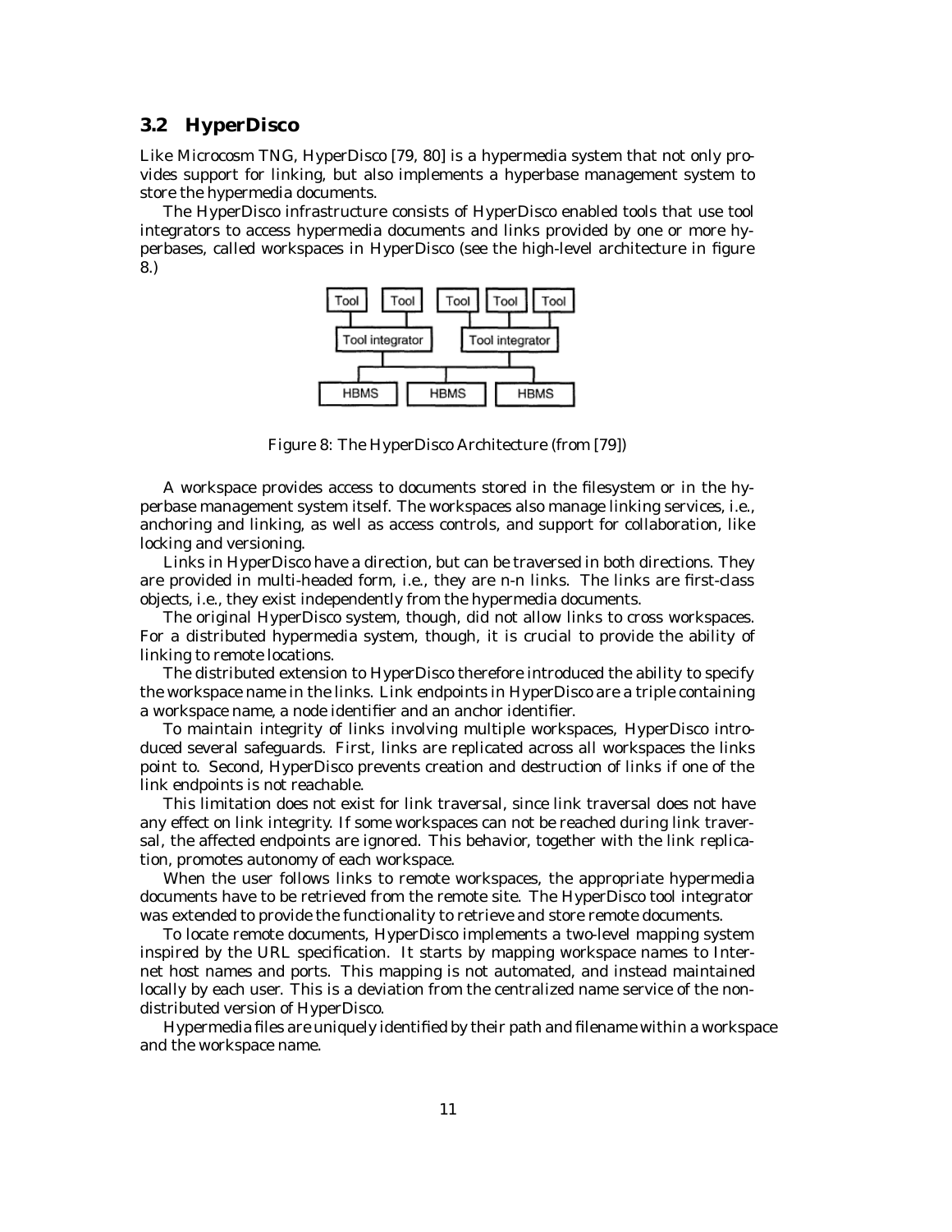## 3.2 HyperDisco

Like Microcosm TNG, HyperDisco [79, 80] is a hypermedia system that not only provides support for linking, but also implements a hyperbase management system to store the hypermedia documents.

The HyperDisco infrastructure consists of HyperDisco enabled tools that use tool integrators to access hypermedia documents and links provided by one or more hyperbases, called workspaces in HyperDisco (see the high-level architecture in figure 8.)

Figure 8: The HyperDisco Architecture (from [79])

A workspace provides access to documents stored in the filesystem or in the hyperbase management system itself. The workspaces also manage linking services, i.e., anchoring and linking, as well as access controls, and support for collaboration, like locking and versioning.

Links in HyperDisco have a direction, but can be traversed in both directions. They are provided in multi-headed form, i.e., they are n-n links. The links are first-class objects, i.e., they exist independently from the hypermedia documents.

The original HyperDisco system, though, did not allow links to cross workspaces. For a distributed hypermedia system, though, it is crucial to provide the ability of linking to remote locations.

The distributed extension to HyperDisco therefore introduced the ability to specify the workspace name in the links. Link endpoints in HyperDisco are a triple containing a workspace name, a node identifier and an anchor identifier.

To maintain integrity of links involving multiple workspaces, HyperDisco introduced several safeguards. First, links are replicated across all workspaces the links point to. Second, HyperDisco prevents creation and destruction of links if one of the link endpoints is not reachable.

This limitation does not exist for link traversal, since link traversal does not have any effect on link integrity. If some workspaces can not be reached during link traversal, the affected endpoints are ignored. This behavior, together with the link replication, promotes autonomy of each workspace.

When the user follows links to remote workspaces, the appropriate hypermedia documents have to be retrieved from the remote site. The HyperDisco tool integrator was extended to provide the functionality to retrieve and store remote documents.

To locate remote documents, HyperDisco implements a two-level mapping system inspired by the URL specification. It starts by mapping workspace names to Internet host names and ports. This mapping is not automated, and instead maintained locally by each user. This is a deviation from the centralized name service of the non-distributed version of HyperDisco.

Hypermedia files are uniquely identified by their path and filename within a workspace and the workspace name.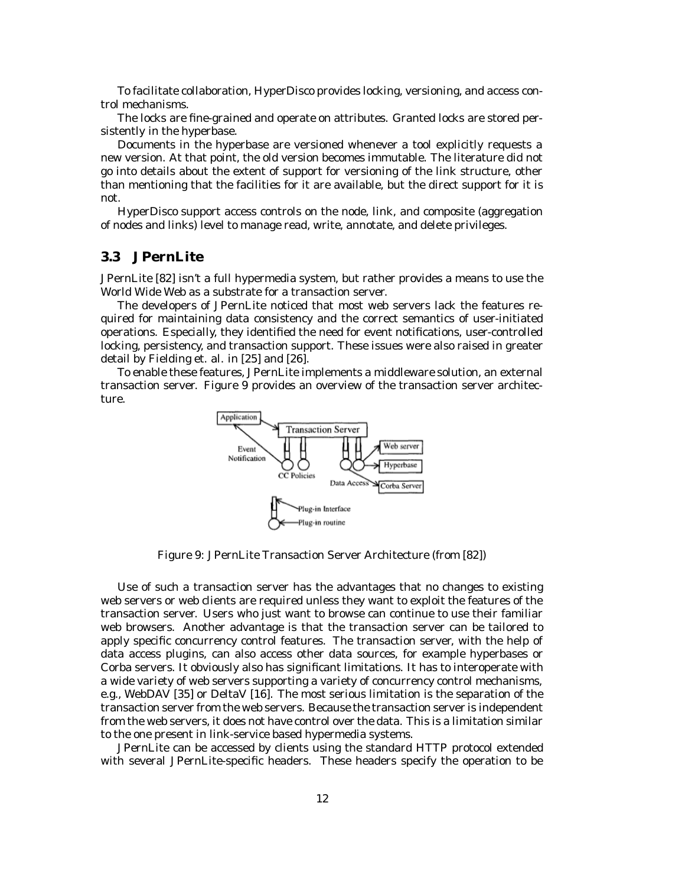To facilitate collaboration, HyperDisco provides locking, versioning, and access control mechanisms.

The locks are fine-grained and operate on attributes. Granted locks are stored persistently in the hyperbase.

Documents in the hyperbase are versioned whenever a tool explicitly requests a new version. At that point, the old version becomes immutable. The literature did not go into details about the extent of support for versioning of the link structure, other than mentioning that the facilities for it are available, but the direct support for it is not.

HyperDisco support access controls on the node, link, and composite (aggregation of nodes and links) level to manage read, write, annotate, and delete privileges.

### 3.3 JPernLite

JPernLite [82] isn't a full hypermedia system, but rather provides a means to use the World Wide Web as a substrate for a transaction server.

The developers of JPernLite noticed that most web servers lack the features required for maintaining data consistency and the correct semantics of user-initiated operations. Especially, they identified the need for event notifications, user-controlled locking, persistency, and transaction support. These issues were also raised in greater detail by Fielding et. al. in [25] and [26].

To enable these features, JPernLite implements a middleware solution, an external transaction server. Figure 9 provides an overview of the transaction server architecture.

Figure 9: JPernLite Transaction Server Architecture (from [82])

Use of such a transaction server has the advantages that no changes to existing web servers or web clients are required unless they want to exploit the features of the transaction server. Users who just want to browse can continue to use their familiar web browsers. Another advantage is that the transaction server can be tailored to apply specific concurrency control features. The transaction server, with the help of data access plugins, can also access other data sources, for example hyperbases or Corba servers. It obviously also has significant limitations. It has to interoperate with a wide variety of web servers supporting a variety of concurrency control mechanisms, e.g., WebDAV [35] or DeltaV [16]. The most serious limitation is the separation of the transaction server from the web servers. Because the transaction server is independent from the web servers, it does not have control over the data. This is a limitation similar to the one present in link-service based hypermedia systems.

JPernLite can be accessed by clients using the standard HTTP protocol extended with several JPernLite-specific headers. These headers specify the operation to be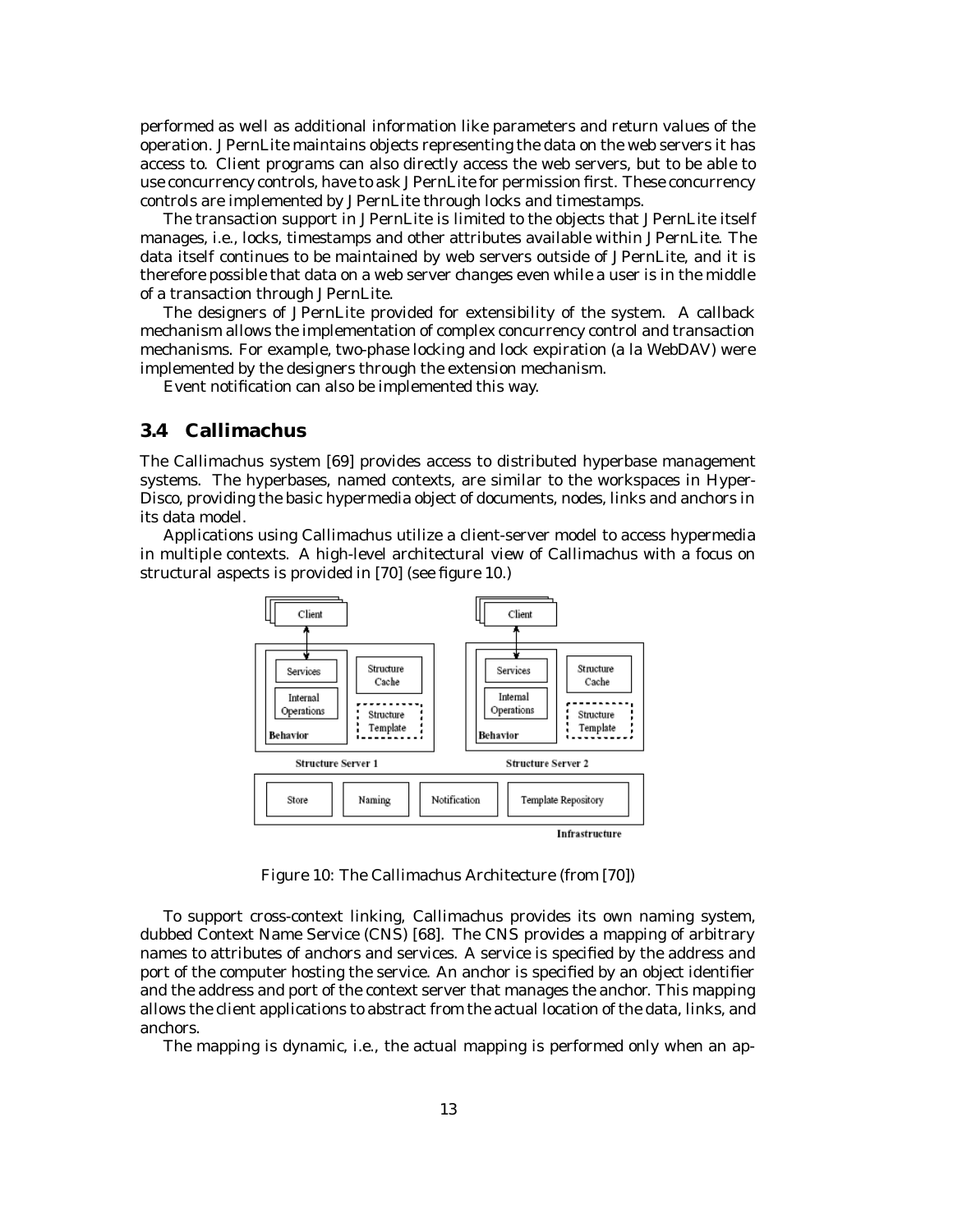performed as well as additional information like parameters and return values of the operation. JPernLite maintains objects representing the data on the web servers it has access to. Client programs can also directly access the web servers, but to be able to use concurrency controls, have to ask JPernLite for permission first. These concurrency controls are implemented by JPernLite through locks and timestamps.

The transaction support in JPernLite is limited to the objects that JPernLite itself manages, i.e., locks, timestamps and other attributes available within JPernLite. The data itself continues to be maintained by web servers outside of JPernLite, and it is therefore possible that data on a web server changes even while a user is in the middle of a transaction through JPernLite.

The designers of JPernLite provided for extensibility of the system. A callback mechanism allows the implementation of complex concurrency control and transaction mechanisms. For example, two-phase locking and lock expiration (a la WebDAV) were implemented by the designers through the extension mechanism.

Event notification can also be implemented this way.

## 3.4 Callimachus

The Callimachus system [69] provides access to distributed hyperbase management systems. The hyperbases, named contexts, are similar to the workspaces in HyperDisco, providing the basic hypermedia object of documents, nodes, links and anchors in its data model.

Applications using Callimachus utilize a client-server model to access hypermedia in multiple contexts. A high-level architectural view of Callimachus with a focus on structural aspects is provided in [70] (see figure 10.)

Figure 10: The Callimachus Architecture (from [70])

To support cross-context linking, Callimachus provides its own naming system, dubbed Context Name Service (CNS) [68]. The CNS provides a mapping of arbitrary names to attributes of anchors and services. A service is specified by the address and port of the computer hosting the service. An anchor is specified by an object identifier and the address and port of the context server that manages the anchor. This mapping allows the client applications to abstract from the actual location of the data, links, and anchors.

The mapping is dynamic, i.e., the actual mapping is performed only when an ap-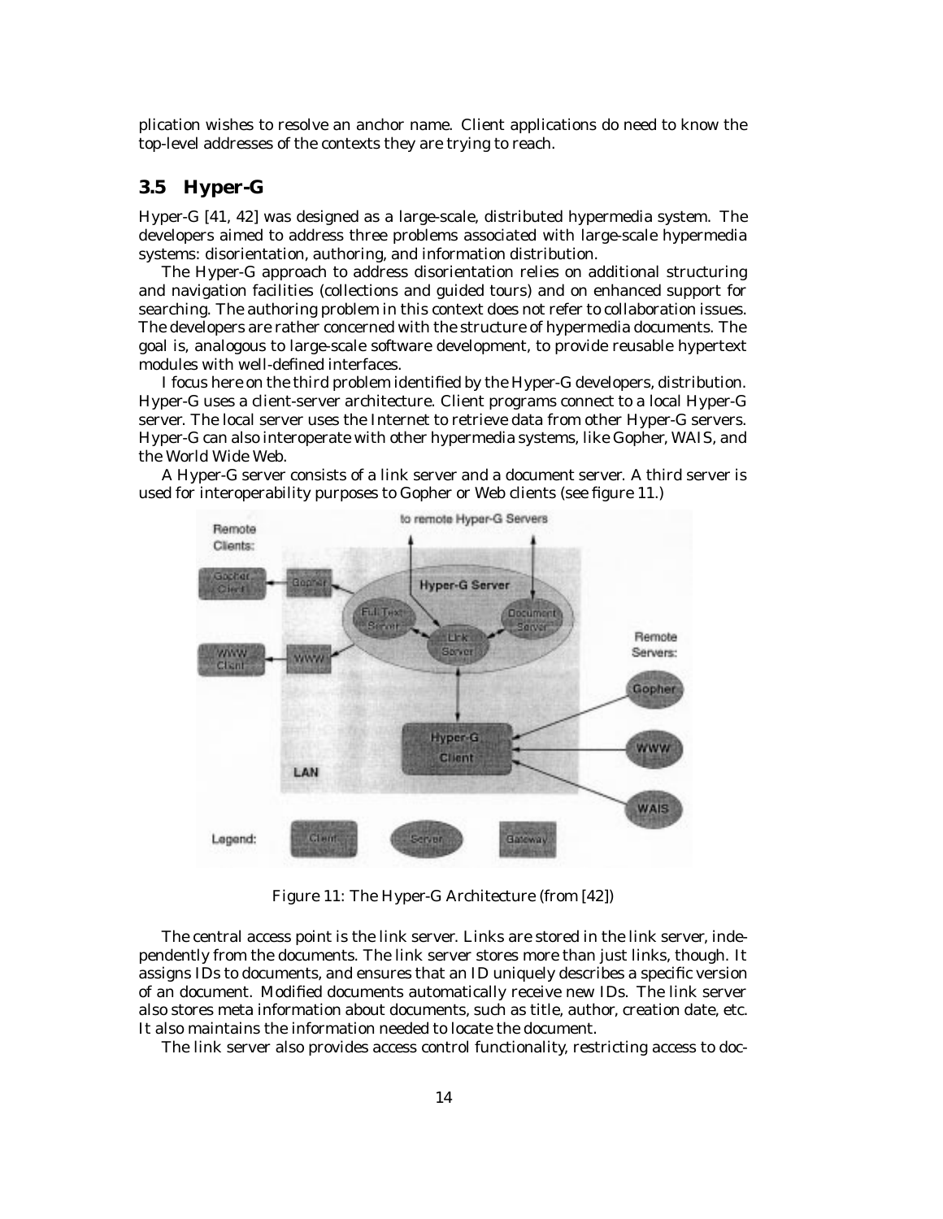plication wishes to resolve an anchor name. Client applications do need to know the top-level addresses of the contexts they are trying to reach.

## 3.5 Hyper-G

Hyper-G [41, 42] was designed as a large-scale, distributed hypermedia system. The developers aimed to address three problems associated with large-scale hypermedia systems: disorientation, authoring, and information distribution.

The Hyper-G approach to address disorientation relies on additional structuring and navigation facilities (collections and guided tours) and on enhanced support for searching. The authoring problem in this context does not refer to collaboration issues. The developers are rather concerned with the structure of hypermedia documents. The goal is, analogous to large-scale software development, to provide reusable hypertext modules with well-defined interfaces.

I focus here on the third problem identified by the Hyper-G developers, distribution. Hyper-G uses a client-server architecture. Client programs connect to a local Hyper-G server. The local server uses the Internet to retrieve data from other Hyper-G servers. Hyper-G can also interoperate with other hypermedia systems, like Gopher, WAIS, and the World Wide Web.

A Hyper-G server consists of a link server and a document server. A third server is used for interoperability purposes to Gopher or Web clients (see figure 11.)

Figure 11: The Hyper-G Architecture (from [42])

The central access point is the link server. Links are stored in the link server, independently from the documents. The link server stores more than just links, though. It assigns IDs to documents, and ensures that an ID uniquely describes a specific version of an document. Modified documents automatically receive new IDs. The link server also stores meta information about documents, such as title, author, creation date, etc. It also maintains the information needed to locate the document.

The link server also provides access control functionality, restricting access to doc-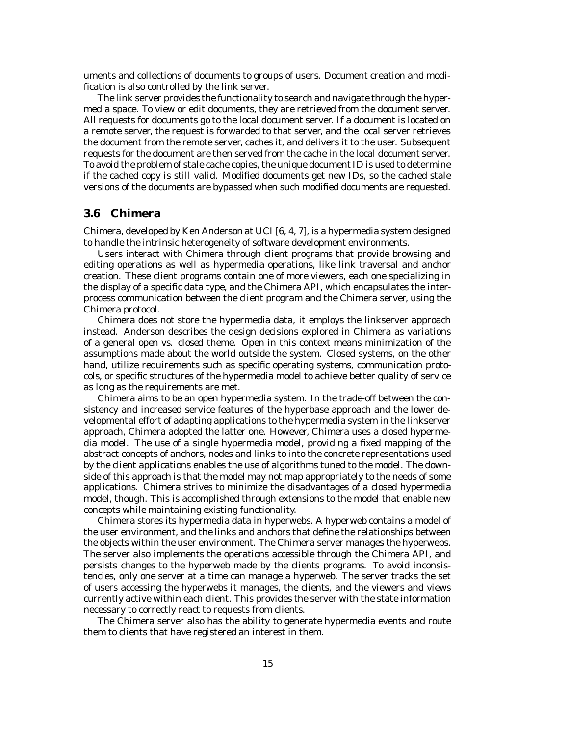uments and collections of documents to groups of users. Document creation and modification is also controlled by the link server.

The link server provides the functionality to search and navigate through the hypermedia space. To view or edit documents, they are retrieved from the document server. All requests for documents go to the local document server. If a document is located on a remote server, the request is forwarded to that server, and the local server retrieves the document from the remote server, caches it, and delivers it to the user. Subsequent requests for the document are then served from the cache in the local document server. To avoid the problem of stale cache copies, the unique document ID is used to determine if the cached copy is still valid. Modified documents get new IDs, so the cached stale versions of the documents are bypassed when such modified documents are requested.

### 3.6 Chimera

Chimera, developed by Ken Anderson at UCI [6, 4, 7], is a hypermedia system designed to handle the intrinsic heterogeneity of software development environments.

Users interact with Chimera through client programs that provide browsing and editing operations as well as hypermedia operations, like link traversal and anchor creation. These client programs contain one of more viewers, each one specializing in the display of a specific data type, and the Chimera API, which encapsulates the interprocess communication between the client program and the Chimera server, using the Chimera protocol.

Chimera does not store the hypermedia data, it employs the linkserver approach instead. Anderson describes the design decisions explored in Chimera as variations of a general *open vs. closed* theme. Open in this context means minimization of the assumptions made about the world outside the system. Closed systems, on the other hand, utilize requirements such as specific operating systems, communication protocols, or specific structures of the hypermedia model to achieve better quality of service as long as the requirements are met.

Chimera aims to be an open hypermedia system. In the trade-off between the consistency and increased service features of the hyperbase approach and the lower developmental effort of adapting applications to the hypermedia system in the linkserver approach, Chimera adopted the latter one. However, Chimera uses a closed hypermedia model. The use of a single hypermedia model, providing a fixed mapping of the abstract concepts of anchors, nodes and links to into the concrete representations used by the client applications enables the use of algorithms tuned to the model. The downside of this approach is that the model may not map appropriately to the needs of some applications. Chimera strives to minimize the disadvantages of a closed hypermedia model, though. This is accomplished through extensions to the model that enable new concepts while maintaining existing functionality.

Chimera stores its hypermedia data in hyperwebs. A hyperweb contains a model of the user environment, and the links and anchors that define the relationships between the objects within the user environment. The Chimera server manages the hyperwebs. The server also implements the operations accessible through the Chimera API, and persists changes to the hyperweb made by the clients programs. To avoid inconsistencies, only one server at a time can manage a hyperweb. The server tracks the set of users accessing the hyperwebs it manages, the clients, and the viewers and views currently active within each client. This provides the server with the state information necessary to correctly react to requests from clients.

The Chimera server also has the ability to generate hypermedia events and route them to clients that have registered an interest in them.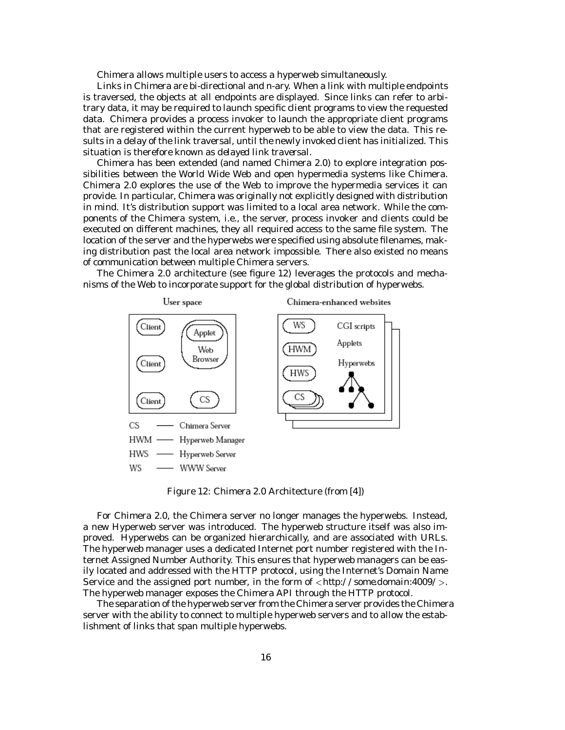Chimera allows multiple users to access a hyperweb simultaneously.

Links in Chimera are bi-directional and n-ary. When a link with multiple endpoints is traversed, the objects at all endpoints are displayed. Since links can refer to arbitrary data, it may be required to launch specific client programs to view the requested data. Chimera provides a process invoker to launch the appropriate client programs that are registered within the current hyperweb to be able to view the data. This results in a delay of the link traversal, until the newly invoked client has initialized. This situation is therefore known as *delayed link traversal*.

Chimera has been extended (and named Chimera 2.0) to explore integration possibilities between the World Wide Web and open hypermedia systems like Chimera. Chimera 2.0 explores the use of the Web to improve the hypermedia services it can provide. In particular, Chimera was originally not explicitly designed with distribution in mind. It's distribution support was limited to a local area network. While the components of the Chimera system, i.e., the server, process invoker and clients could be executed on different machines, they all required access to the same file system. The location of the server and the hyperwebs were specified using absolute filenames, making distribution past the local area network impossible. There also existed no means of communication between multiple Chimera servers.

The Chimera 2.0 architecture (see figure 12) leverages the protocols and mechanisms of the Web to incorporate support for the global distribution of hyperwebs.

Figure 12: Chimera 2.0 Architecture (from [4])

For Chimera 2.0, the Chimera server no longer manages the hyperwebs. Instead, a new Hyperweb server was introduced. The hyperweb structure itself was also improved. Hyperwebs can be organized hierarchically, and are associated with URLs. The hyperweb manager uses a dedicated Internet port number registered with the Internet Assigned Number Authority. This ensures that hyperweb managers can be easily located and addressed with the HTTP protocol, using the Internet's Domain Name Service and the assigned port number, in the form of <http://some.domain:4009/>. The hyperweb manager exposes the Chimera API through the HTTP protocol.

The separation of the hyperweb server from the Chimera server provides the Chimera server with the ability to connect to multiple hyperweb servers and to allow the establishment of links that span multiple hyperwebs.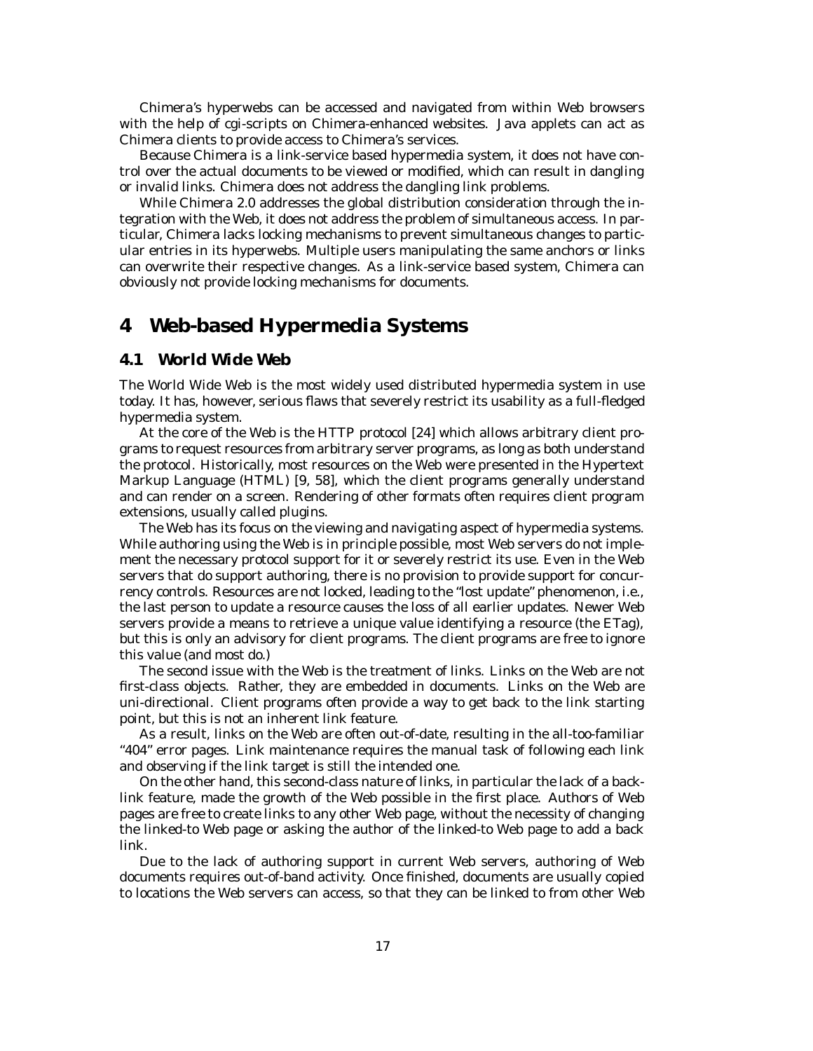Chimera's hyperwebs can be accessed and navigated from within Web browsers with the help of cgi-scripts on Chimera-enhanced websites. Java applets can act as Chimera clients to provide access to Chimera's services.

Because Chimera is a link-service based hypermedia system, it does not have control over the actual documents to be viewed or modified, which can result in dangling or invalid links. Chimera does not address the dangling link problems.

While Chimera 2.0 addresses the global distribution consideration through the integration with the Web, it does not address the problem of simultaneous access. In particular, Chimera lacks locking mechanisms to prevent simultaneous changes to particular entries in its hyperwebs. Multiple users manipulating the same anchors or links can overwrite their respective changes. As a link-service based system, Chimera can obviously not provide locking mechanisms for documents.

# 4 Web-based Hypermedia Systems

## 4.1 World Wide Web

The World Wide Web is the most widely used distributed hypermedia system in use today. It has, however, serious flaws that severely restrict its usability as a full-fledged hypermedia system.

At the core of the Web is the HTTP protocol [24] which allows arbitrary client programs to request resources from arbitrary server programs, as long as both understand the protocol. Historically, most resources on the Web were presented in the Hypertext Markup Language (HTML) [9, 58], which the client programs generally understand and can render on a screen. Rendering of other formats often requires client program extensions, usually called plugins.

The Web has its focus on the viewing and navigating aspect of hypermedia systems. While authoring using the Web is in principle possible, most Web servers do not implement the necessary protocol support for it or severely restrict its use. Even in the Web servers that do support authoring, there is no provision to provide support for concurrency controls. Resources are not locked, leading to the "lost update" phenomenon, i.e., the last person to update a resource causes the loss of all earlier updates. Newer Web servers provide a means to retrieve a unique value identifying a resource (the ETag), but this is only an advisory for client programs. The client programs are free to ignore this value (and most do.)

The second issue with the Web is the treatment of links. Links on the Web are not first-class objects. Rather, they are embedded in documents. Links on the Web are uni-directional. Client programs often provide a way to get back to the link starting point, but this is not an inherent link feature.

As a result, links on the Web are often out-of-date, resulting in the all-too-familiar "404" error pages. Link maintenance requires the manual task of following each link and observing if the link target is still the intended one.

On the other hand, this second-class nature of links, in particular the lack of a back-link feature, made the growth of the Web possible in the first place. Authors of Web pages are free to create links to any other Web page, without the necessity of changing the linked-to Web page or asking the author of the linked-to Web page to add a back link.

Due to the lack of authoring support in current Web servers, authoring of Web documents requires out-of-band activity. Once finished, documents are usually copied to locations the Web servers can access, so that they can be linked to from other Web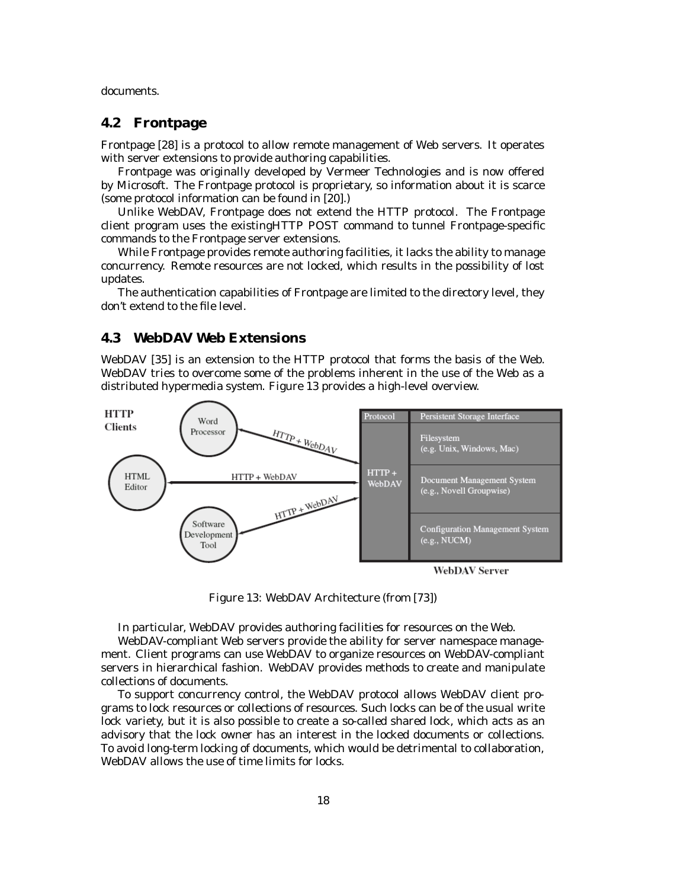documents.

## 4.2 Frontpage

Frontpage [28] is a protocol to allow remote management of Web servers. It operates with server extensions to provide authoring capabilities.

Frontpage was originally developed by Vermeer Technologies and is now offered by Microsoft. The Frontpage protocol is proprietary, so information about it is scarce (some protocol information can be found in [20].)

Unlike WebDAV, Frontpage does not extend the HTTP protocol. The Frontpage client program uses the existingHTTP POST command to tunnel Frontpage-specific commands to the Frontpage server extensions.

While Frontpage provides remote authoring facilities, it lacks the ability to manage concurrency. Remote resources are not locked, which results in the possibility of lost updates.

The authentication capabilities of Frontpage are limited to the directory level, they don't extend to the file level.

## 4.3 WebDAV Web Extensions

WebDAV [35] is an extension to the HTTP protocol that forms the basis of the Web. WebDAV tries to overcome some of the problems inherent in the use of the Web as a distributed hypermedia system. Figure 13 provides a high-level overview.

Figure 13: WebDAV Architecture (from [73])

In particular, WebDAV provides authoring facilities for resources on the Web.

WebDAV-compliant Web servers provide the ability for server namespace management. Client programs can use WebDAV to organize resources on WebDAV-compliant servers in hierarchical fashion. WebDAV provides methods to create and manipulate collections of documents.

To support concurrency control, the WebDAV protocol allows WebDAV client programs to lock resources or collections of resources. Such locks can be of the usual write lock variety, but it is also possible to create a so-called shared lock, which acts as an advisory that the lock owner has an interest in the locked documents or collections. To avoid long-term locking of documents, which would be detrimental to collaboration, WebDAV allows the use of time limits for locks.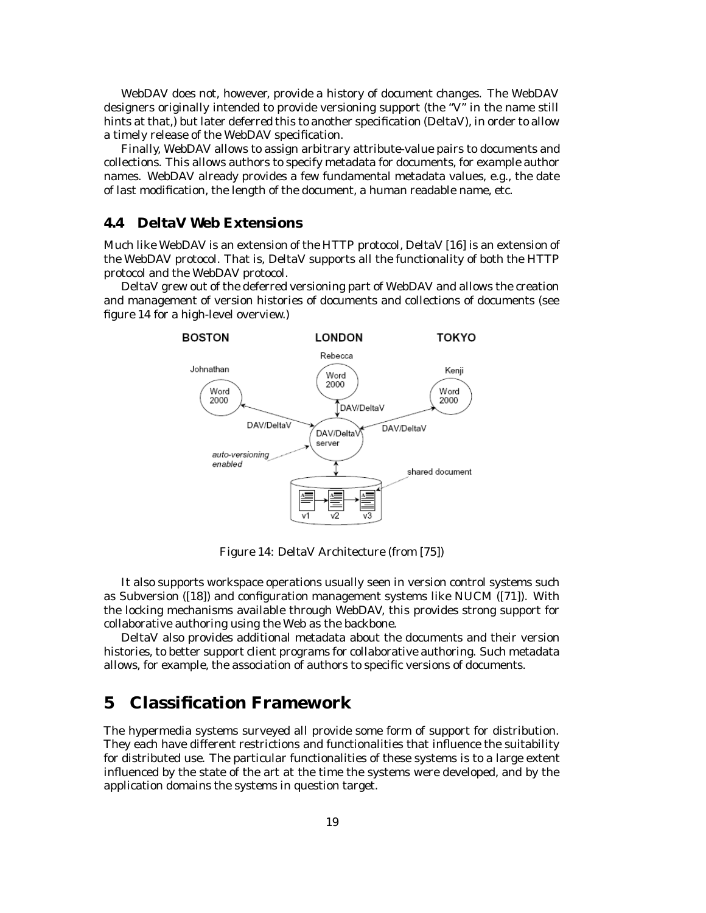WebDAV does not, however, provide a history of document changes. The WebDAV designers originally intended to provide versioning support (the "V" in the name still hints at that,) but later deferred this to another specification (DeltaV), in order to allow a timely release of the WebDAV specification.

Finally, WebDAV allows to assign arbitrary attribute-value pairs to documents and collections. This allows authors to specify metadata for documents, for example author names. WebDAV already provides a few fundamental metadata values, e.g., the date of last modification, the length of the document, a human readable name, etc.

## 4.4 DeltaV Web Extensions

Much like WebDAV is an extension of the HTTP protocol, DeltaV [16] is an extension of the WebDAV protocol. That is, DeltaV supports all the functionality of both the HTTP protocol and the WebDAV protocol.

DeltaV grew out of the deferred versioning part of WebDAV and allows the creation and management of version histories of documents and collections of documents (see figure 14 for a high-level overview.)

Figure 14: DeltaV Architecture (from [75])

It also supports workspace operations usually seen in version control systems such as Subversion ([18]) and configuration management systems like NUCM ([71]). With the locking mechanisms available through WebDAV, this provides strong support for collaborative authoring using the Web as the backbone.

DeltaV also provides additional metadata about the documents and their version histories, to better support client programs for collaborative authoring. Such metadata allows, for example, the association of authors to specific versions of documents.

# 5 Classification Framework

The hypermedia systems surveyed all provide some form of support for distribution. They each have different restrictions and functionalities that influence the suitability for distributed use. The particular functionalities of these systems is to a large extent influenced by the state of the art at the time the systems were developed, and by the application domains the systems in question target.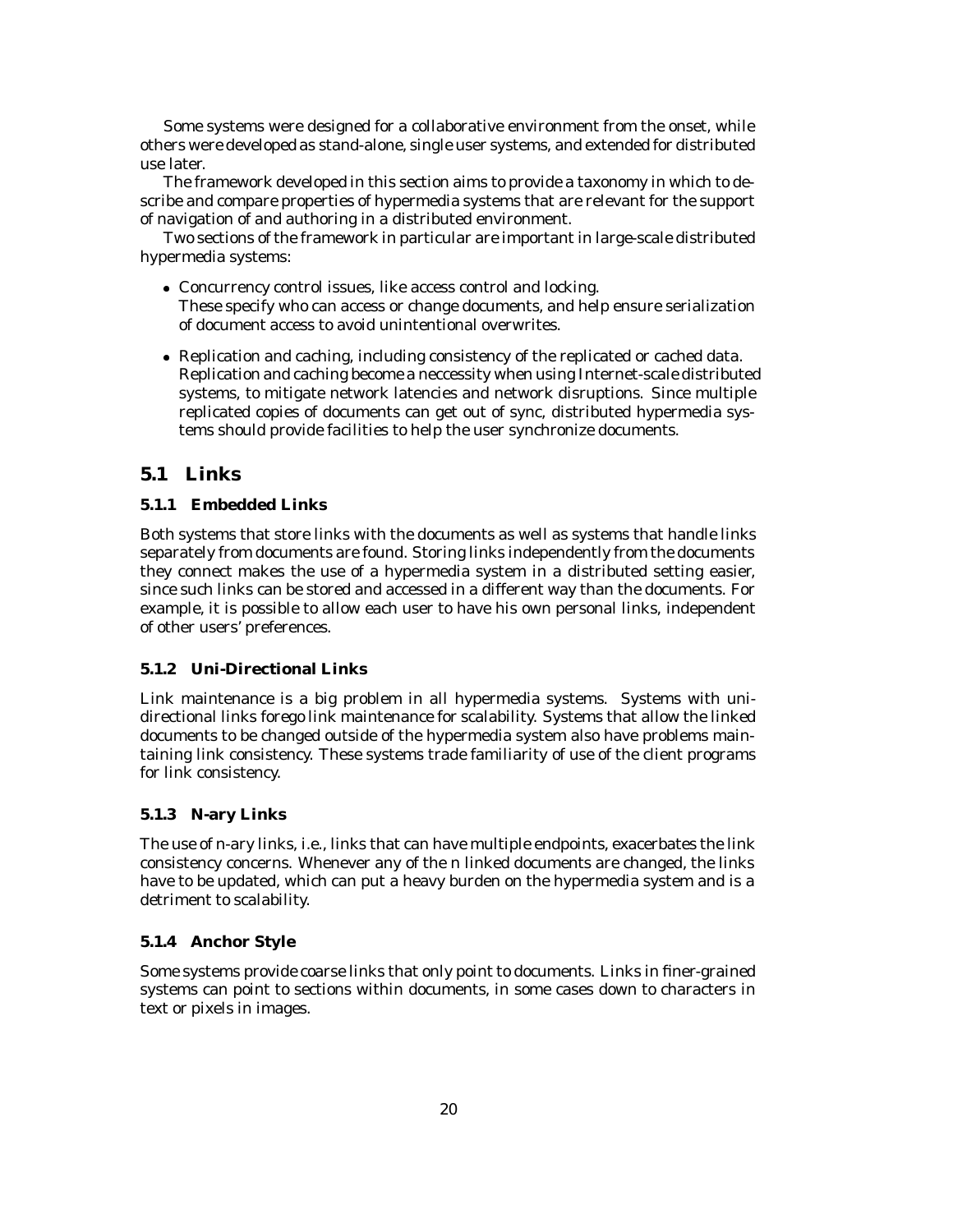Some systems were designed for a collaborative environment from the onset, while others were developed as stand-alone, single user systems, and extended for distributed use later.

The framework developed in this section aims to provide a taxonomy in which to describe and compare properties of hypermedia systems that are relevant for the support of navigation of and authoring in a distributed environment.

Two sections of the framework in particular are important in large-scale distributed hypermedia systems:

- Concurrency control issues, like access control and locking.
  These specify who can access or change documents, and help ensure serialization of document access to avoid unintentional overwrites.
- Replication and caching, including consistency of the replicated or cached data.
  Replication and caching become a neccessity when using Internet-scale distributed systems, to mitigate network latencies and network disruptions. Since multiple replicated copies of documents can get out of sync, distributed hypermedia systems should provide facilities to help the user synchronize documents.

## 5.1 Links

### 5.1.1 Embedded Links

Both systems that store links with the documents as well as systems that handle links separately from documents are found. Storing links independently from the documents they connect makes the use of a hypermedia system in a distributed setting easier, since such links can be stored and accessed in a different way than the documents. For example, it is possible to allow each user to have his own personal links, independent of other users' preferences.

### 5.1.2 Uni-Directional Links

Link maintenance is a big problem in all hypermedia systems. Systems with uni-directional links forego link maintenance for scalability. Systems that allow the linked documents to be changed outside of the hypermedia system also have problems maintaining link consistency. These systems trade familiarity of use of the client programs for link consistency.

### 5.1.3 N-ary Links

The use of n-ary links, i.e., links that can have multiple endpoints, exacerbates the link consistency concerns. Whenever any of the n linked documents are changed, the links have to be updated, which can put a heavy burden on the hypermedia system and is a detriment to scalability.

### 5.1.4 Anchor Style

Some systems provide coarse links that only point to documents. Links in finer-grained systems can point to sections within documents, in some cases down to characters in text or pixels in images.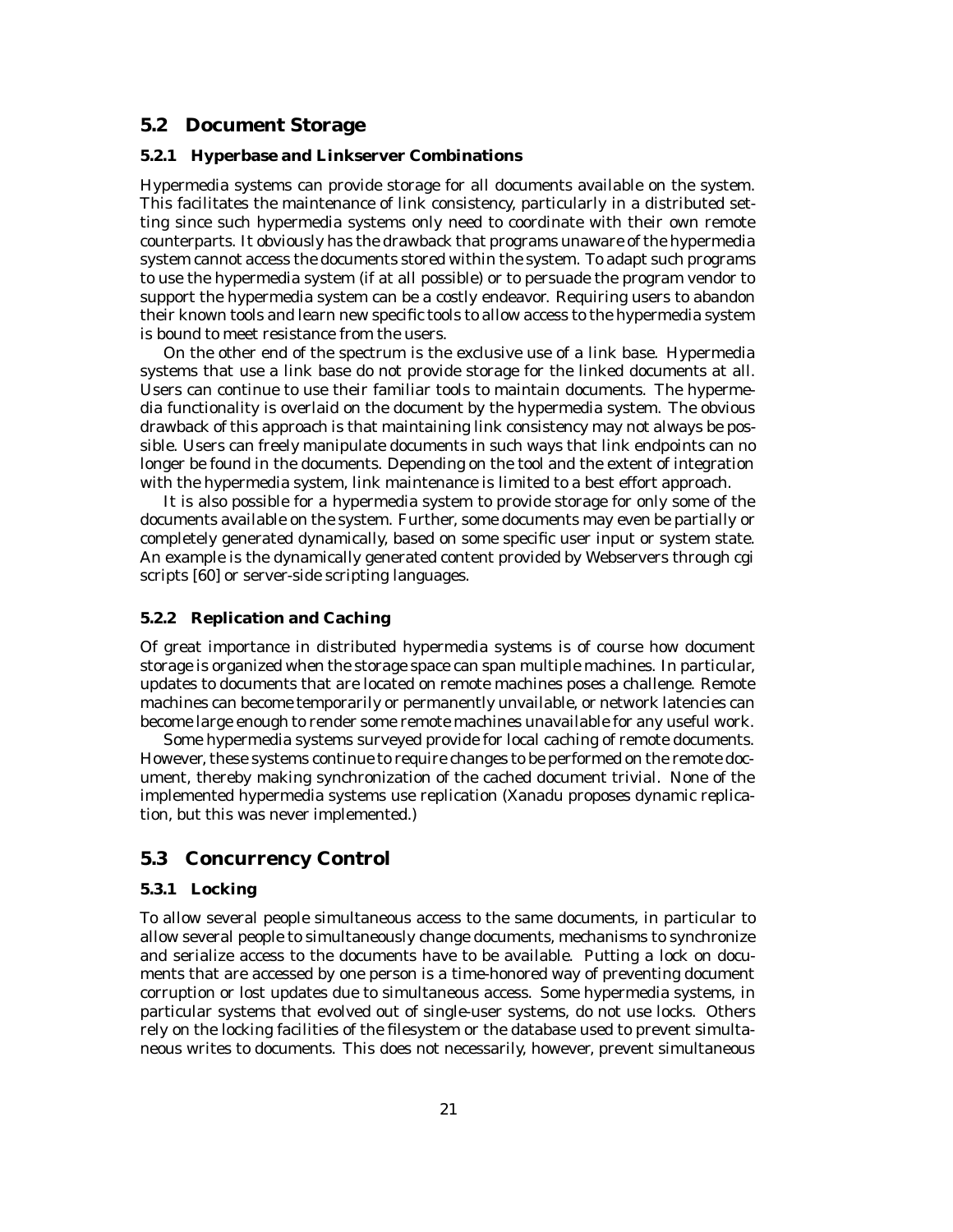## 5.2 Document Storage

### 5.2.1 Hyperbase and Linkserver Combinations

Hypermedia systems can provide storage for all documents available on the system. This facilitates the maintenance of link consistency, particularly in a distributed setting since such hypermedia systems only need to coordinate with their own remote counterparts. It obviously has the drawback that programs unaware of the hypermedia system cannot access the documents stored within the system. To adapt such programs to use the hypermedia system (if at all possible) or to persuade the program vendor to support the hypermedia system can be a costly endeavor. Requiring users to abandon their known tools and learn new specific tools to allow access to the hypermedia system is bound to meet resistance from the users.

On the other end of the spectrum is the exclusive use of a link base. Hypermedia systems that use a link base do not provide storage for the linked documents at all. Users can continue to use their familiar tools to maintain documents. The hypermedia functionality is overlaid on the document by the hypermedia system. The obvious drawback of this approach is that maintaining link consistency may not always be possible. Users can freely manipulate documents in such ways that link endpoints can no longer be found in the documents. Depending on the tool and the extent of integration with the hypermedia system, link maintenance is limited to a best effort approach.

It is also possible for a hypermedia system to provide storage for only some of the documents available on the system. Further, some documents may even be partially or completely generated dynamically, based on some specific user input or system state. An example is the dynamically generated content provided by Webservers through cgi scripts [60] or server-side scripting languages.

### 5.2.2 Replication and Caching

Of great importance in distributed hypermedia systems is of course how document storage is organized when the storage space can span multiple machines. In particular, updates to documents that are located on remote machines poses a challenge. Remote machines can become temporarily or permanently unvailable, or network latencies can become large enough to render some remote machines unavailable for any useful work.

Some hypermedia systems surveyed provide for local caching of remote documents. However, these systems continue to require changes to be performed on the remote document, thereby making synchronization of the cached document trivial. None of the implemented hypermedia systems use replication (Xanadu proposes dynamic replication, but this was never implemented.)

## 5.3 Concurrency Control

### 5.3.1 Locking

To allow several people simultaneous access to the same documents, in particular to allow several people to simultaneously change documents, mechanisms to synchronize and serialize access to the documents have to be available. Putting a lock on documents that are accessed by one person is a time-honored way of preventing document corruption or lost updates due to simultaneous access. Some hypermedia systems, in particular systems that evolved out of single-user systems, do not use locks. Others rely on the locking facilities of the filesystem or the database used to prevent simultaneous writes to documents. This does not necessarily, however, prevent simultaneous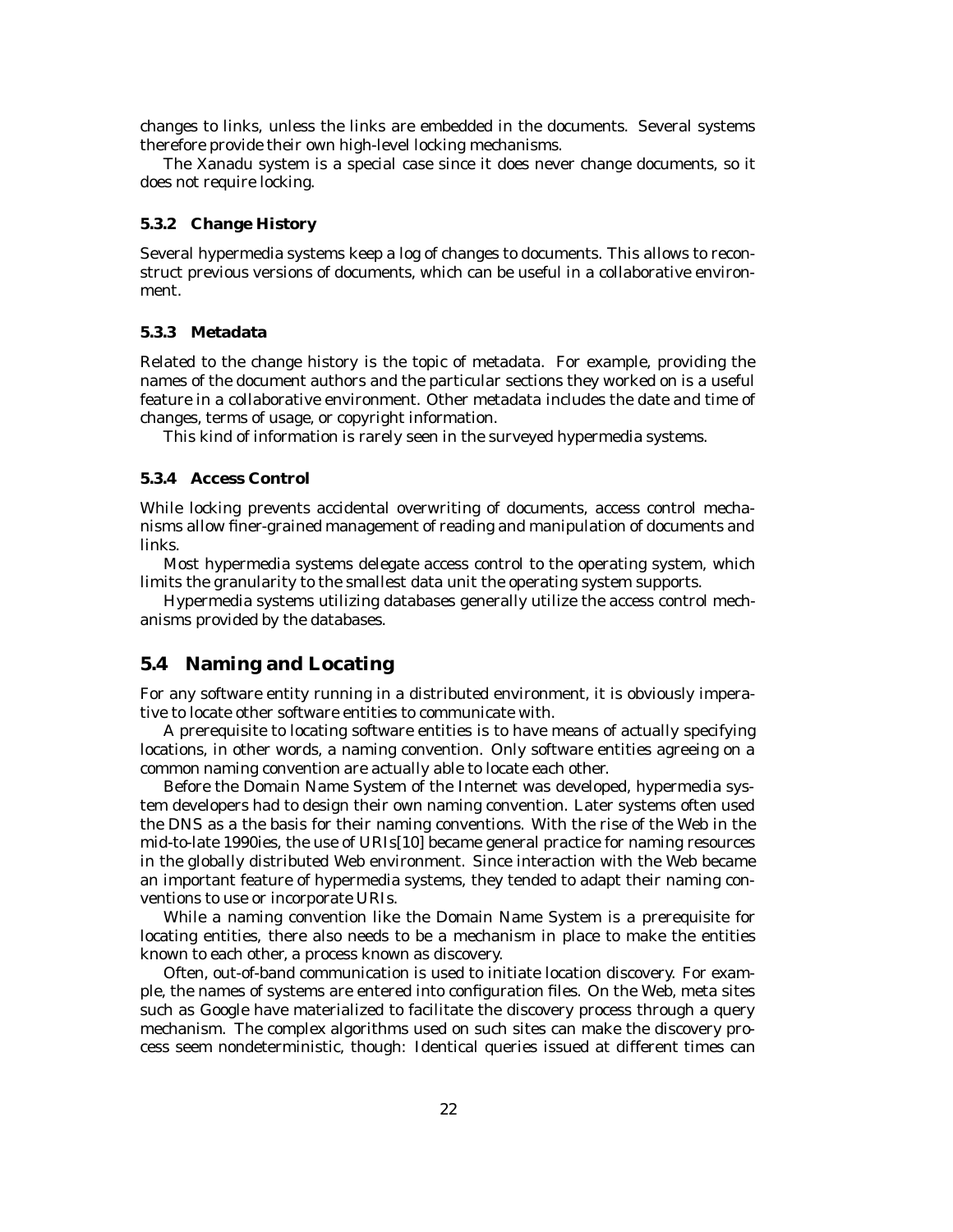changes to links, unless the links are embedded in the documents. Several systems therefore provide their own high-level locking mechanisms.

The Xanadu system is a special case since it does never change documents, so it does not require locking.

### 5.3.2 Change History

Several hypermedia systems keep a log of changes to documents. This allows to reconstruct previous versions of documents, which can be useful in a collaborative environment.

### 5.3.3 Metadata

Related to the change history is the topic of metadata. For example, providing the names of the document authors and the particular sections they worked on is a useful feature in a collaborative environment. Other metadata includes the date and time of changes, terms of usage, or copyright information.

This kind of information is rarely seen in the surveyed hypermedia systems.

### 5.3.4 Access Control

While locking prevents accidental overwriting of documents, access control mechanisms allow finer-grained management of reading and manipulation of documents and links.

Most hypermedia systems delegate access control to the operating system, which limits the granularity to the smallest data unit the operating system supports.

Hypermedia systems utilizing databases generally utilize the access control mechanisms provided by the databases.

## 5.4 Naming and Locating

For any software entity running in a distributed environment, it is obviously imperative to locate other software entities to communicate with.

A prerequisite to locating software entities is to have means of actually specifying locations, in other words, a naming convention. Only software entities agreeing on a common naming convention are actually able to locate each other.

Before the Domain Name System of the Internet was developed, hypermedia system developers had to design their own naming convention. Later systems often used the DNS as a the basis for their naming conventions. With the rise of the Web in the mid-to-late 1990ies, the use of URIs[10] became general practice for naming resources in the globally distributed Web environment. Since interaction with the Web became an important feature of hypermedia systems, they tended to adapt their naming conventions to use or incorporate URIs.

While a naming convention like the Domain Name System is a prerequisite for locating entities, there also needs to be a mechanism in place to make the entities known to each other, a process known as discovery.

Often, out-of-band communication is used to initiate location discovery. For example, the names of systems are entered into configuration files. On the Web, meta sites such as Google have materialized to facilitate the discovery process through a query mechanism. The complex algorithms used on such sites can make the discovery process seem nondeterministic, though: Identical queries issued at different times can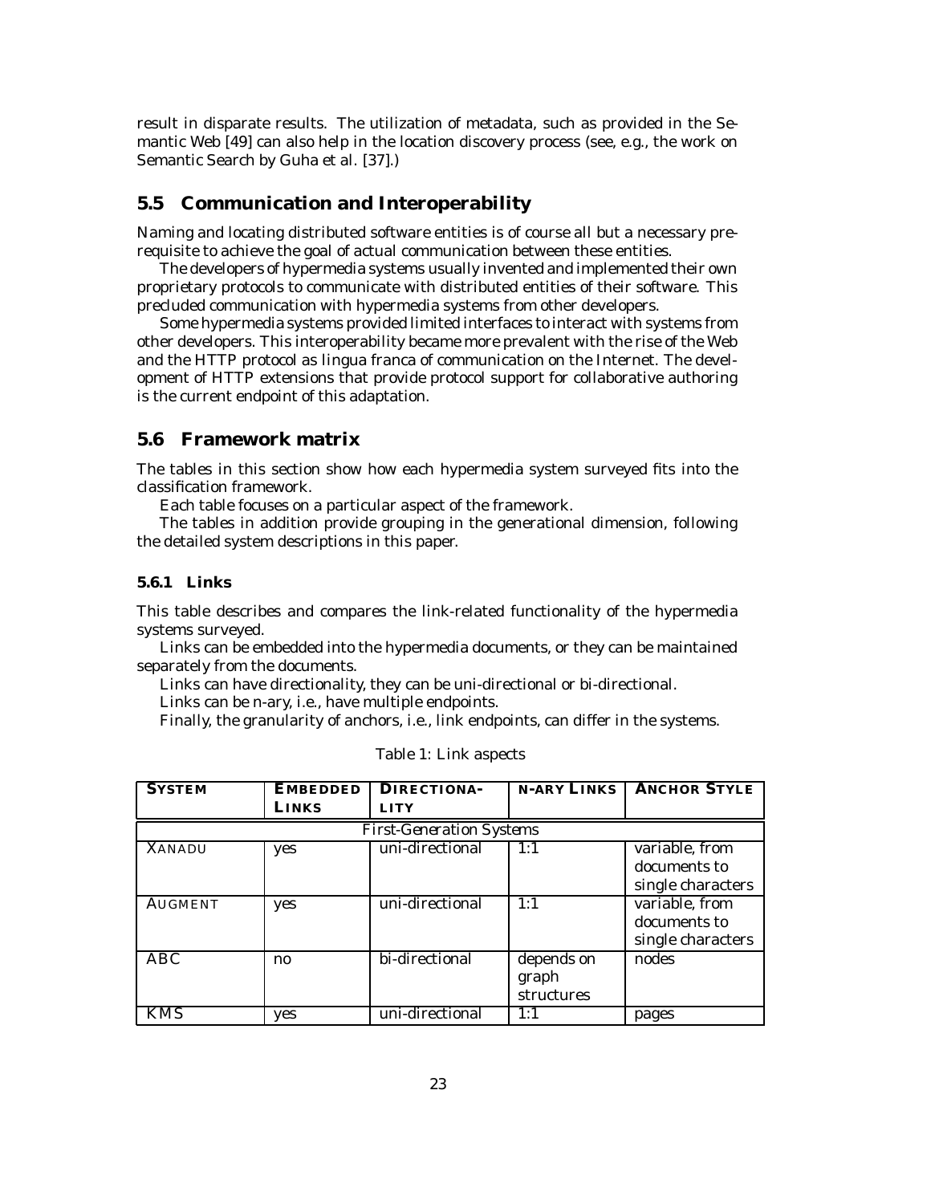result in disparate results. The utilization of metadata, such as provided in the Semantic Web [49] can also help in the location discovery process (see, e.g., the work on Semantic Search by Guha et al. [37].)

## 5.5 Communication and Interoperability

Naming and locating distributed software entities is of course all but a necessary prerequisite to achieve the goal of actual communication between these entities.

The developers of hypermedia systems usually invented and implemented their own proprietary protocols to communicate with distributed entities of their software. This precluded communication with hypermedia systems from other developers.

Some hypermedia systems provided limited interfaces to interact with systems from other developers. This interoperability became more prevalent with the rise of the Web and the HTTP protocol as lingua franca of communication on the Internet. The development of HTTP extensions that provide protocol support for collaborative authoring is the current endpoint of this adaptation.

## 5.6 Framework matrix

The tables in this section show how each hypermedia system surveyed fits into the classification framework.

Each table focuses on a particular aspect of the framework.

The tables in addition provide grouping in the generational dimension, following the detailed system descriptions in this paper.

### 5.6.1 Links

This table describes and compares the link-related functionality of the hypermedia systems surveyed.

Links can be embedded into the hypermedia documents, or they can be maintained separately from the documents.

Links can have directionality, they can be uni-directional or bi-directional.

Links can be n-ary, i.e., have multiple endpoints.

Finally, the granularity of anchors, i.e., link endpoints, can differ in the systems.

Table 1: Link aspects

| SYSTEM | EMBEDDED LINKS | DIRECTIONALITY | N-ARY LINKS | ANCHOR STYLE |
|---|---|---|---|---|
| *First-Generation Systems* | | | | |
| XANADU | yes | uni-directional | 1:1 | variable, from documents to single characters |
| AUGMENT | yes | uni-directional | 1:1 | variable, from documents to single characters |
| ABC | no | bi-directional | depends on graph structures | nodes |
| KMS | yes | uni-directional | 1:1 | pages |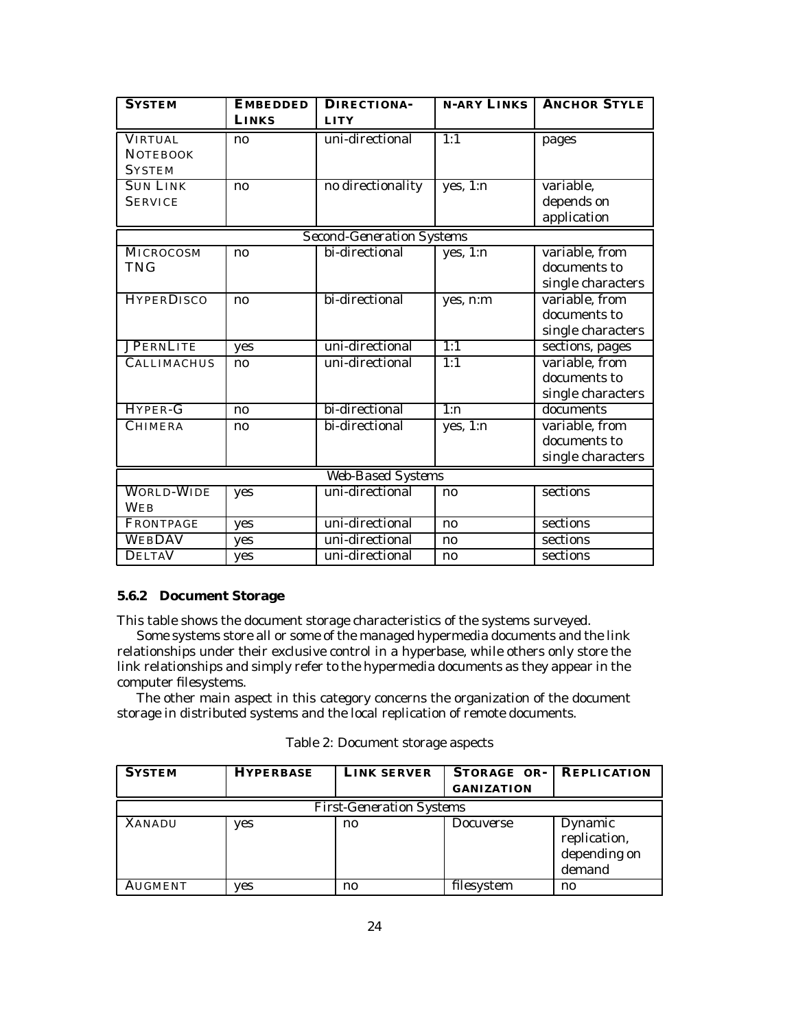| SYSTEM | EMBEDDED LINKS | DIRECTIONALITY | N-ARY LINKS | ANCHOR STYLE |
|---|---|---|---|---|
| VIRTUAL NOTEBOOK SYSTEM | no | uni-directional | 1:1 | pages |
| SUN LINK SERVICE | no | no directionality | yes, 1:n | variable, depends on application |
| *Second-Generation Systems* | | | | |
| MICROCOSM TNG | no | bi-directional | yes, 1:n | variable, from documents to single characters |
| HYPERDISCO | no | bi-directional | yes, n:m | variable, from documents to single characters |
| JPERNLITE | yes | uni-directional | 1:1 | sections, pages |
| CALLIMACHUS | no | uni-directional | 1:1 | variable, from documents to single characters |
| HYPER-G | no | bi-directional | 1:n | documents |
| CHIMERA | no | bi-directional | yes, 1:n | variable, from documents to single characters |
| *Web-Based Systems* | | | | |
| WORLD-WIDE WEB | yes | uni-directional | no | sections |
| FRONTPAGE | yes | uni-directional | no | sections |
| WEBDAV | yes | uni-directional | no | sections |
| DELTAV | yes | uni-directional | no | sections |

### 5.6.2 Document Storage

This table shows the document storage characteristics of the systems surveyed.

Some systems store all or some of the managed hypermedia documents and the link relationships under their exclusive control in a hyperbase, while others only store the link relationships and simply refer to the hypermedia documents as they appear in the computer filesystems.

The other main aspect in this category concerns the organization of the document storage in distributed systems and the local replication of remote documents.

Table 2: Document storage aspects

| SYSTEM | HYPERBASE | LINK SERVER | STORAGE ORGANIZATION | REPLICATION |
|---|---|---|---|---|
| *First-Generation Systems* | | | | |
| XANADU | yes | no | Docuverse | Dynamic replication, depending on demand |
| AUGMENT | yes | no | filesystem | no |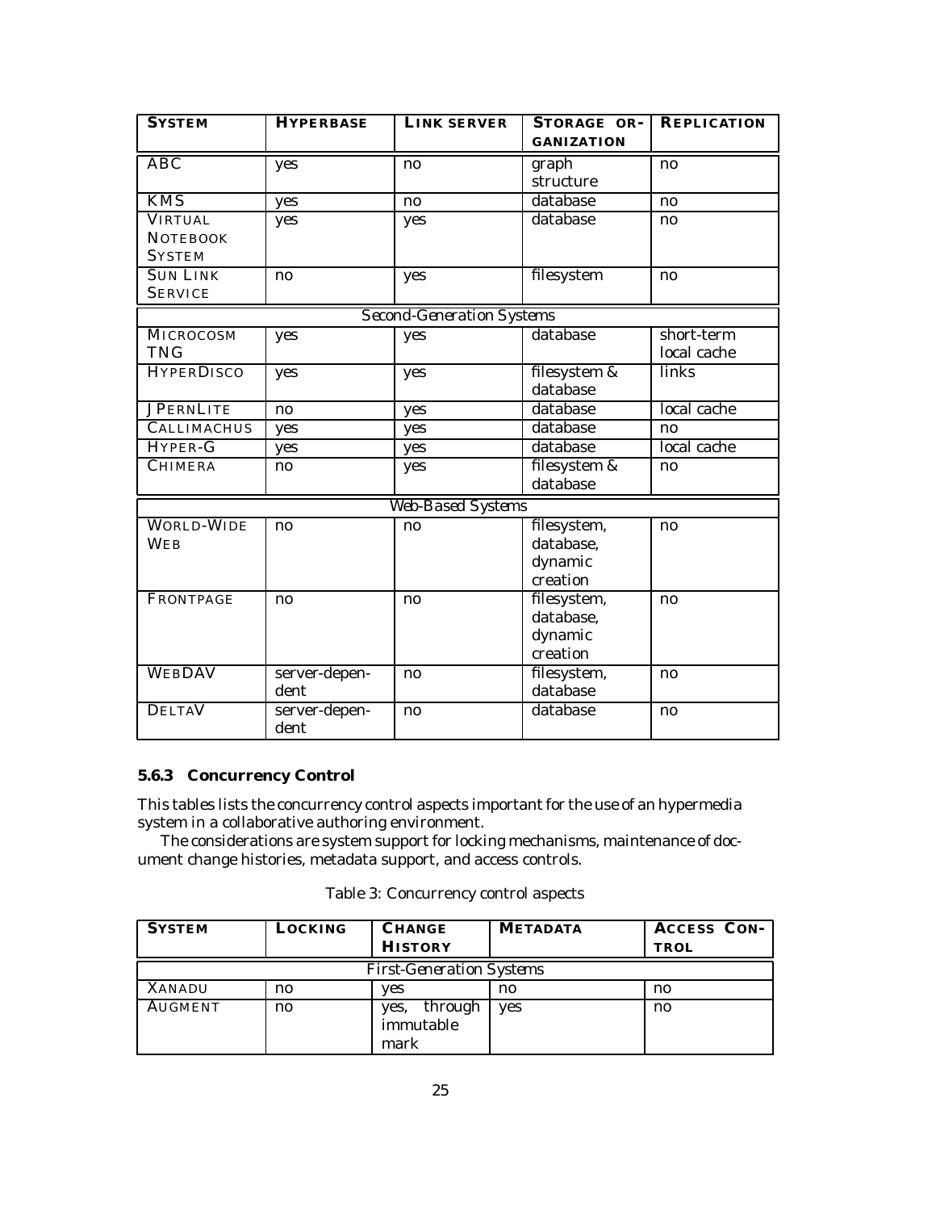| SYSTEM | HYPERBASE | LINK SERVER | STORAGE ORGANIZATION | REPLICATION |
|---|---|---|---|---|
| ABC | yes | no | graph structure | no |
| KMS | yes | no | database | no |
| VIRTUAL NOTEBOOK SYSTEM | yes | yes | database | no |
| SUN LINK SERVICE | no | yes | filesystem | no |
| *Second-Generation Systems* | | | | |
| MICROCOSM TNG | yes | yes | database | short-term local cache |
| HYPERDISCO | yes | yes | filesystem & database | links |
| JPERNLITE | no | yes | database | local cache |
| CALLIMACHUS | yes | yes | database | no |
| HYPER-G | yes | yes | database | local cache |
| CHIMERA | no | yes | filesystem & database | no |
| *Web-Based Systems* | | | | |
| WORLD-WIDE WEB | no | no | filesystem, database, dynamic creation | no |
| FRONTPAGE | no | no | filesystem, database, dynamic creation | no |
| WEBDAV | server-dependent | no | filesystem, database | no |
| DELTAV | server-dependent | no | database | no |

### 5.6.3 Concurrency Control

This tables lists the concurrency control aspects important for the use of an hypermedia system in a collaborative authoring environment.

The considerations are system support for locking mechanisms, maintenance of document change histories, metadata support, and access controls.

Table 3: Concurrency control aspects

| SYSTEM | LOCKING | CHANGE HISTORY | METADATA | ACCESS CONTROL |
|---|---|---|---|---|
| *First-Generation Systems* | | | | |
| XANADU | no | yes | no | no |
| AUGMENT | no | yes, through immutable mark | yes | no |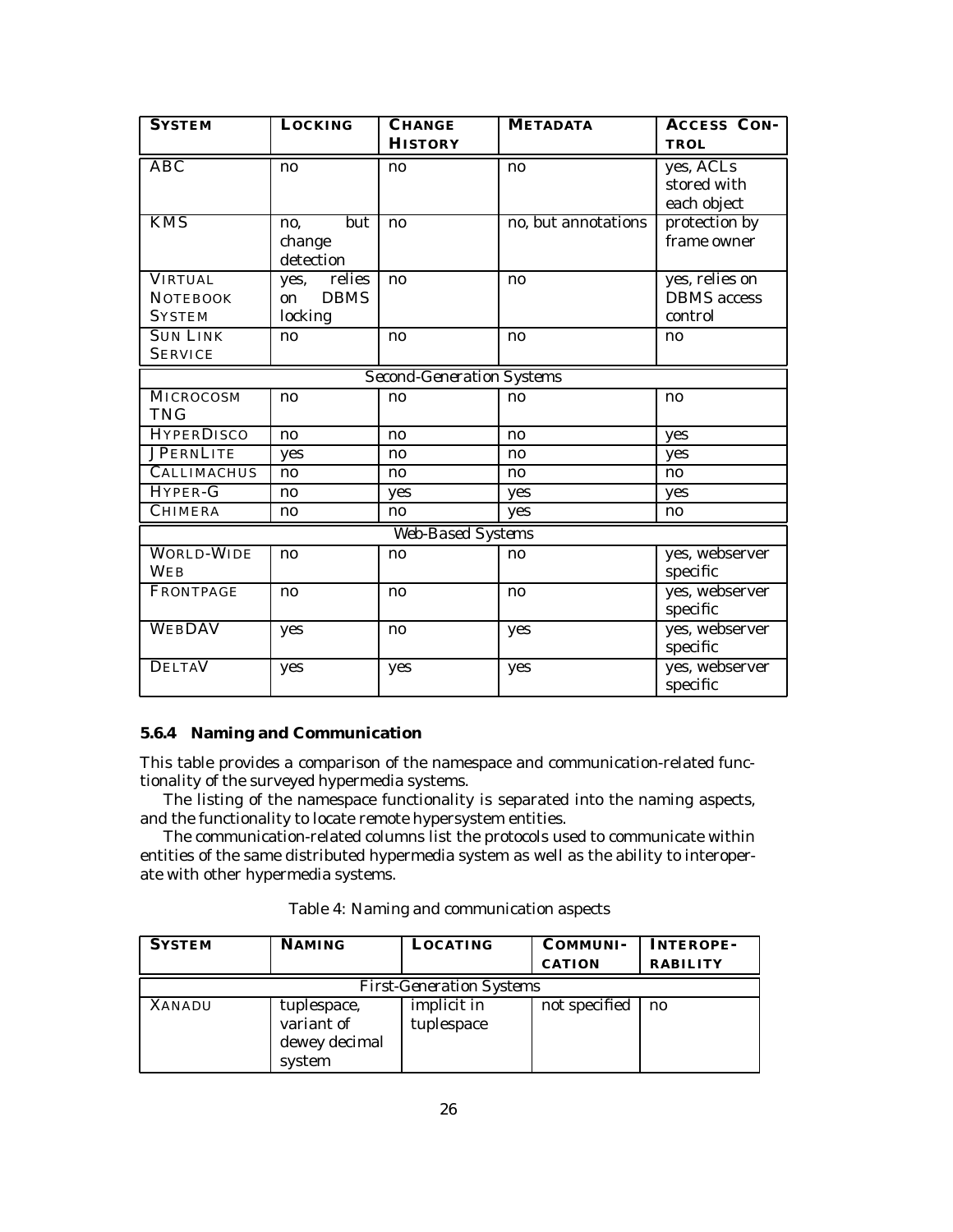| SYSTEM | LOCKING | CHANGE HISTORY | METADATA | ACCESS CONTROL |
|---|---|---|---|---|
| ABC | no | no | no | yes, ACLs stored with each object |
| KMS | no, but change detection | no | no, but annotations | protection by frame owner |
| VIRTUAL NOTEBOOK SYSTEM | yes, relies on DBMS locking | no | no | yes, relies on DBMS access control |
| SUN LINK SERVICE | no | no | no | no |
| Second-Generation Systems | | | | |
| MICROCOSM TNG | no | no | no | no |
| HYPERDISCO | no | no | no | yes |
| JPERNLITE | yes | no | no | yes |
| CALLIMACHUS | no | no | no | no |
| HYPER-G | no | yes | yes | yes |
| CHIMERA | no | no | yes | no |
| Web-Based Systems | | | | |
| WORLD-WIDE WEB | no | no | no | yes, webserver specific |
| FRONTPAGE | no | no | no | yes, webserver specific |
| WEBDAV | yes | no | yes | yes, webserver specific |
| DELTAV | yes | yes | yes | yes, webserver specific |

### 5.6.4 Naming and Communication

This table provides a comparison of the namespace and communication-related functionality of the surveyed hypermedia systems.

The listing of the namespace functionality is separated into the naming aspects, and the functionality to locate remote hypersystem entities.

The communication-related columns list the protocols used to communicate within entities of the same distributed hypermedia system as well as the ability to interoperate with other hypermedia systems.

Table 4: Naming and communication aspects

| SYSTEM | NAMING | LOCATING | COMMUNICATION | INTEROPERABILITY |
|---|---|---|---|---|
| First-Generation Systems | | | | |
| XANADU | tuplespace, variant of dewey decimal system | implicit in tuplespace | not specified | no |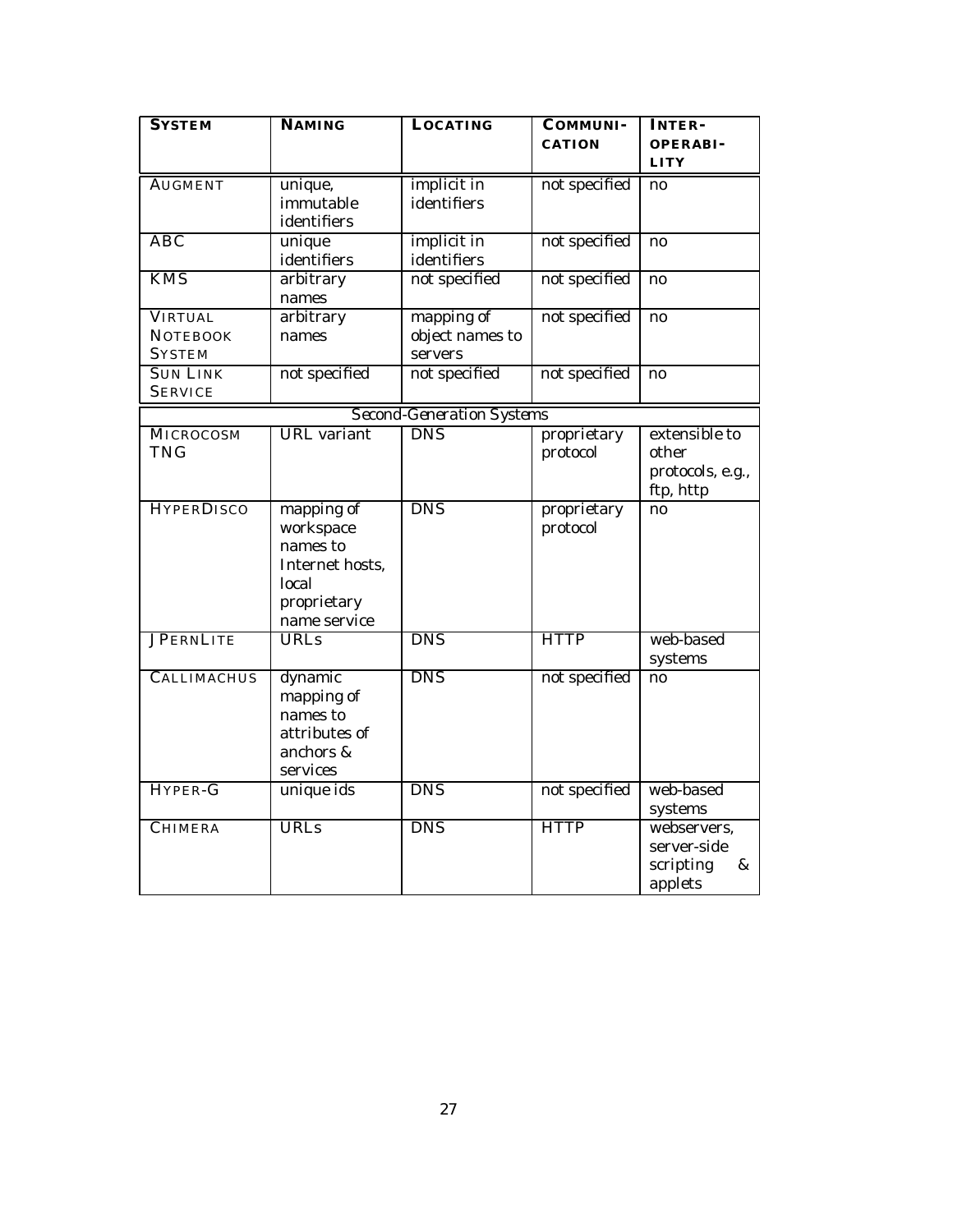| SYSTEM | NAMING | LOCATING | COMMUNI-CATION | INTER-OPERABI-LITY |
|---|---|---|---|---|
| AUGMENT | unique, immutable identifiers | implicit in identifiers | not specified | no |
| ABC | unique identifiers | implicit in identifiers | not specified | no |
| KMS | arbitrary names | not specified | not specified | no |
| VIRTUAL NOTEBOOK SYSTEM | arbitrary names | mapping of object names to servers | not specified | no |
| SUN LINK SERVICE | not specified | not specified | not specified | no |
| *Second-Generation Systems* | | | | |
| MICROCOSM TNG | URL variant | DNS | proprietary protocol | extensible to other protocols, e.g., ftp, http |
| HYPERDISCO | mapping of workspace names to Internet hosts, local proprietary name service | DNS | proprietary protocol | no |
| JPERNLITE | URLs | DNS | HTTP | web-based systems |
| CALLIMACHUS | dynamic mapping of names to attributes of anchors & services | DNS | not specified | no |
| HYPER-G | unique ids | DNS | not specified | web-based systems |
| CHIMERA | URLs | DNS | HTTP | webservers, server-side scripting & applets |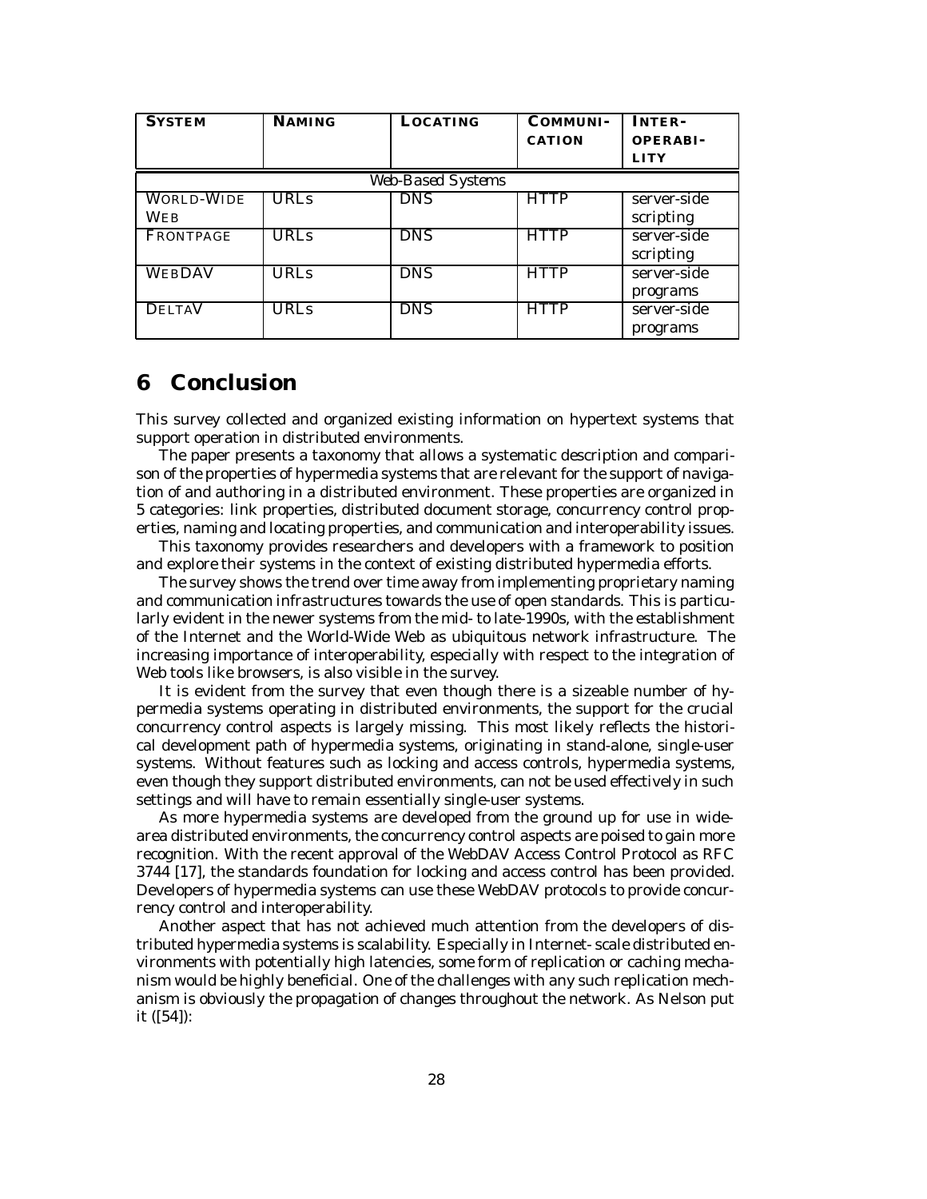| SYSTEM | NAMING | LOCATING | COMMUNICATION | INTEROPERABILITY |
|---|---|---|---|---|
| *Web-Based Systems* | | | | |
| WORLD-WIDE WEB | URLs | DNS | HTTP | server-side scripting |
| FRONTPAGE | URLs | DNS | HTTP | server-side scripting |
| WEBDAV | URLs | DNS | HTTP | server-side programs |
| DELTAV | URLs | DNS | HTTP | server-side programs |

# 6 Conclusion

This survey collected and organized existing information on hypertext systems that support operation in distributed environments.

The paper presents a taxonomy that allows a systematic description and comparison of the properties of hypermedia systems that are relevant for the support of navigation of and authoring in a distributed environment. These properties are organized in 5 categories: link properties, distributed document storage, concurrency control properties, naming and locating properties, and communication and interoperability issues.

This taxonomy provides researchers and developers with a framework to position and explore their systems in the context of existing distributed hypermedia efforts.

The survey shows the trend over time away from implementing proprietary naming and communication infrastructures towards the use of open standards. This is particularly evident in the newer systems from the mid- to late-1990s, with the establishment of the Internet and the World-Wide Web as ubiquitous network infrastructure. The increasing importance of interoperability, especially with respect to the integration of Web tools like browsers, is also visible in the survey.

It is evident from the survey that even though there is a sizeable number of hypermedia systems operating in distributed environments, the support for the crucial concurrency control aspects is largely missing. This most likely reflects the historical development path of hypermedia systems, originating in stand-alone, single-user systems. Without features such as locking and access controls, hypermedia systems, even though they support distributed environments, can not be used effectively in such settings and will have to remain essentially single-user systems.

As more hypermedia systems are developed from the ground up for use in wide-area distributed environments, the concurrency control aspects are poised to gain more recognition. With the recent approval of the WebDAV Access Control Protocol as RFC 3744 [17], the standards foundation for locking and access control has been provided. Developers of hypermedia systems can use these WebDAV protocols to provide concurrency control and interoperability.

Another aspect that has not achieved much attention from the developers of distributed hypermedia systems is scalability. Especially in Internet-scale distributed environments with potentially high latencies, some form of replication or caching mechanism would be highly beneficial. One of the challenges with any such replication mechanism is obviously the propagation of changes throughout the network. As Nelson put it ([54]):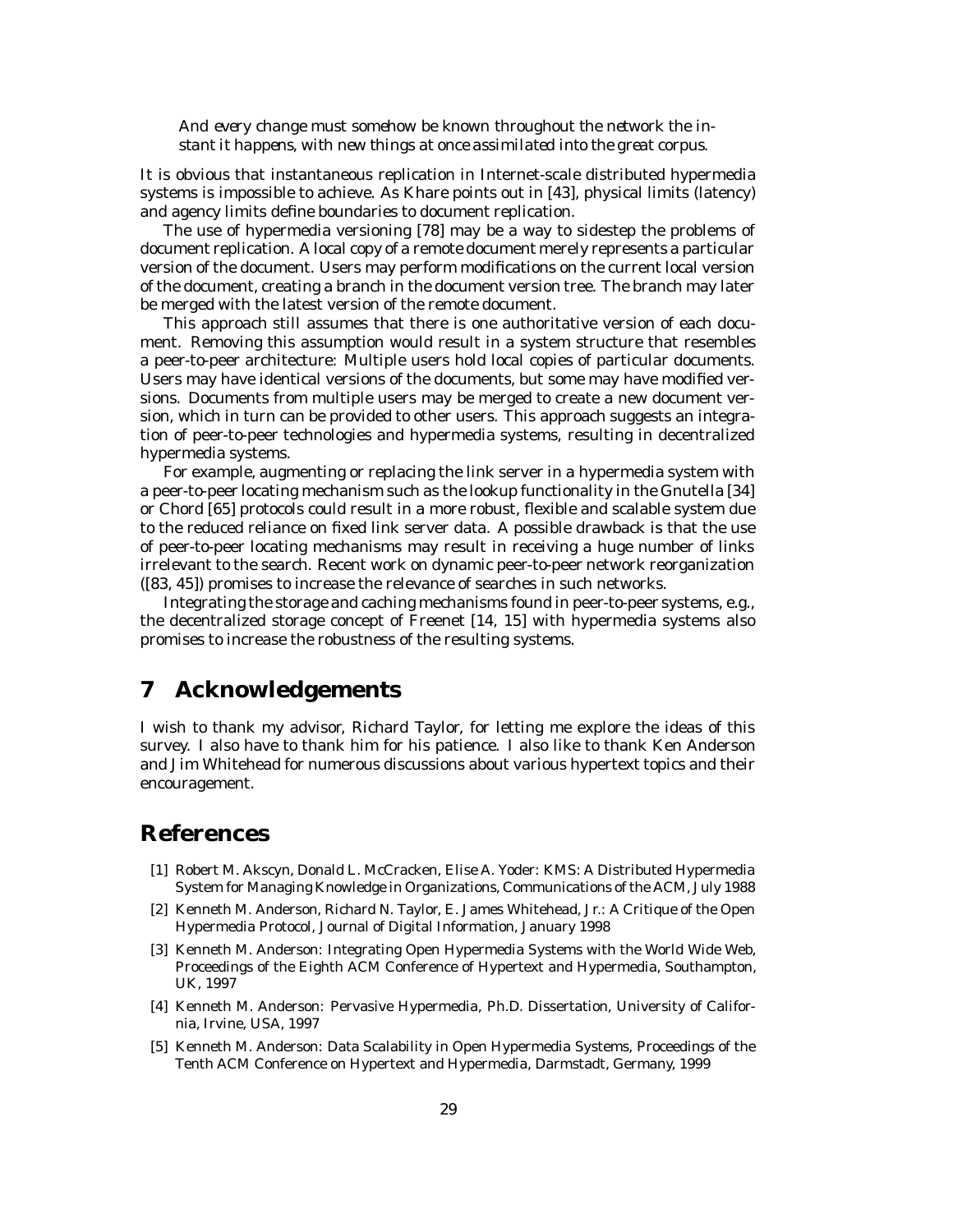> *And every change must somehow be known throughout the network the instant it happens, with new things at once assimilated into the great corpus.*

It is obvious that instantaneous replication in Internet-scale distributed hypermedia systems is impossible to achieve. As Khare points out in [43], physical limits (latency) and agency limits define boundaries to document replication.

The use of hypermedia versioning [78] may be a way to sidestep the problems of document replication. A local copy of a remote document merely represents a particular version of the document. Users may perform modifications on the current local version of the document, creating a branch in the document version tree. The branch may later be merged with the latest version of the remote document.

This approach still assumes that there is one authoritative version of each document. Removing this assumption would result in a system structure that resembles a peer-to-peer architecture: Multiple users hold local copies of particular documents. Users may have identical versions of the documents, but some may have modified versions. Documents from multiple users may be merged to create a new document version, which in turn can be provided to other users. This approach suggests an integration of peer-to-peer technologies and hypermedia systems, resulting in decentralized hypermedia systems.

For example, augmenting or replacing the link server in a hypermedia system with a peer-to-peer locating mechanism such as the lookup functionality in the Gnutella [34] or Chord [65] protocols could result in a more robust, flexible and scalable system due to the reduced reliance on fixed link server data. A possible drawback is that the use of peer-to-peer locating mechanisms may result in receiving a huge number of links irrelevant to the search. Recent work on dynamic peer-to-peer network reorganization ([83, 45]) promises to increase the relevance of searches in such networks.

Integrating the storage and caching mechanisms found in peer-to-peer systems, e.g., the decentralized storage concept of Freenet [14, 15] with hypermedia systems also promises to increase the robustness of the resulting systems.

# 7 Acknowledgements

I wish to thank my advisor, Richard Taylor, for letting me explore the ideas of this survey. I also have to thank him for his patience. I also like to thank Ken Anderson and Jim Whitehead for numerous discussions about various hypertext topics and their encouragement.

# References

[1] Robert M. Akscyn, Donald L. McCracken, Elise A. Yoder: KMS: A Distributed Hypermedia System for Managing Knowledge in Organizations, Communications of the ACM, July 1988

[2] Kenneth M. Anderson, Richard N. Taylor, E. James Whitehead, Jr.: A Critique of the Open Hypermedia Protocol, Journal of Digital Information, January 1998

[3] Kenneth M. Anderson: Integrating Open Hypermedia Systems with the World Wide Web, Proceedings of the Eighth ACM Conference of Hypertext and Hypermedia, Southampton, UK, 1997

[4] Kenneth M. Anderson: Pervasive Hypermedia, Ph.D. Dissertation, University of California, Irvine, USA, 1997

[5] Kenneth M. Anderson: Data Scalability in Open Hypermedia Systems, Proceedings of the Tenth ACM Conference on Hypertext and Hypermedia, Darmstadt, Germany, 1999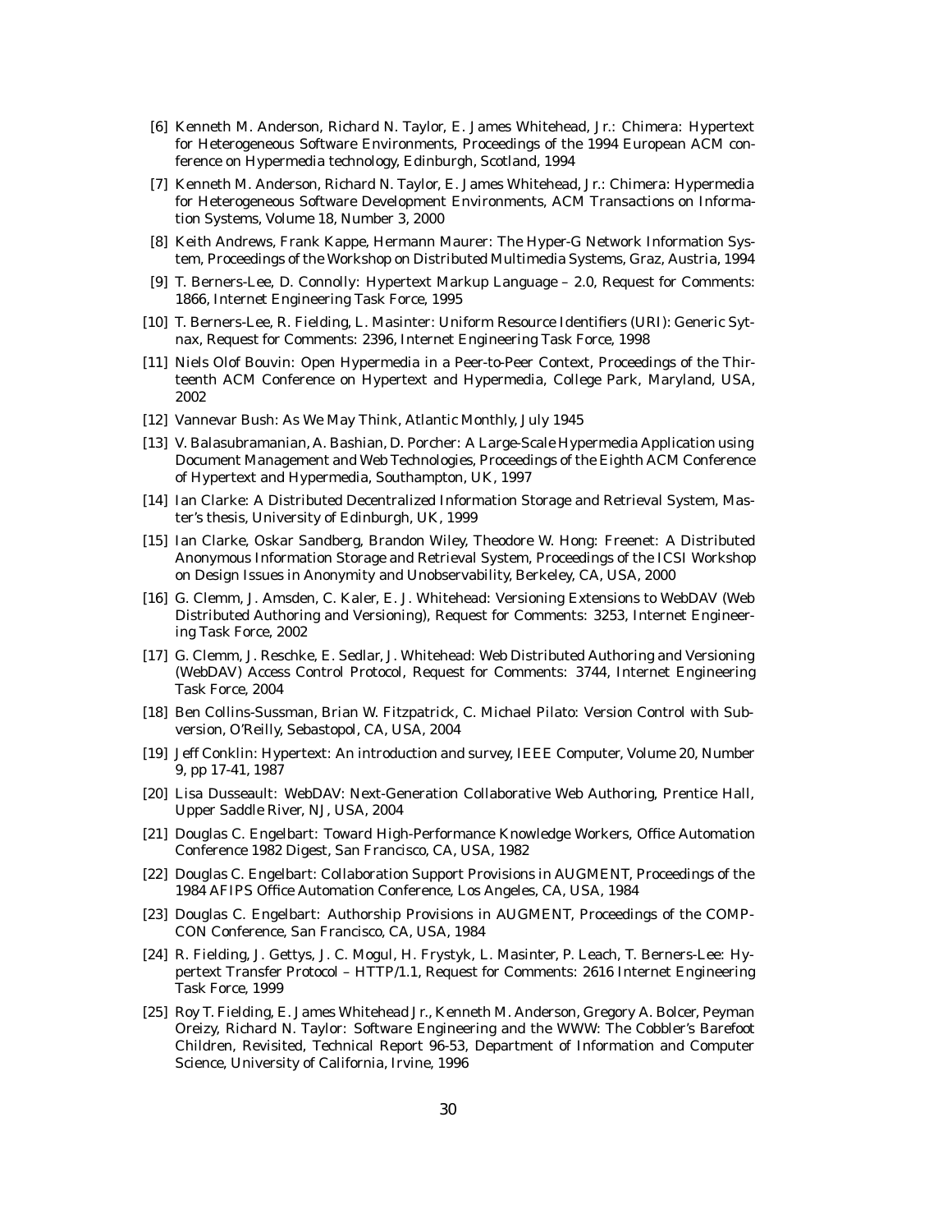[6] Kenneth M. Anderson, Richard N. Taylor, E. James Whitehead, Jr.: Chimera: Hypertext for Heterogeneous Software Environments, Proceedings of the 1994 European ACM conference on Hypermedia technology, Edinburgh, Scotland, 1994

[7] Kenneth M. Anderson, Richard N. Taylor, E. James Whitehead, Jr.: Chimera: Hypermedia for Heterogeneous Software Development Environments, ACM Transactions on Information Systems, Volume 18, Number 3, 2000

[8] Keith Andrews, Frank Kappe, Hermann Maurer: The Hyper-G Network Information System, Proceedings of the Workshop on Distributed Multimedia Systems, Graz, Austria, 1994

[9] T. Berners-Lee, D. Connolly: Hypertext Markup Language – 2.0, Request for Comments: 1866, Internet Engineering Task Force, 1995

[10] T. Berners-Lee, R. Fielding, L. Masinter: Uniform Resource Identifiers (URI): Generic Sytnax, Request for Comments: 2396, Internet Engineering Task Force, 1998

[11] Niels Olof Bouvin: Open Hypermedia in a Peer-to-Peer Context, Proceedings of the Thirteenth ACM Conference on Hypertext and Hypermedia, College Park, Maryland, USA, 2002

[12] Vannevar Bush: As We May Think, Atlantic Monthly, July 1945

[13] V. Balasubramanian, A. Bashian, D. Porcher: A Large-Scale Hypermedia Application using Document Management and Web Technologies, Proceedings of the Eighth ACM Conference of Hypertext and Hypermedia, Southampton, UK, 1997

[14] Ian Clarke: A Distributed Decentralized Information Storage and Retrieval System, Master's thesis, University of Edinburgh, UK, 1999

[15] Ian Clarke, Oskar Sandberg, Brandon Wiley, Theodore W. Hong: Freenet: A Distributed Anonymous Information Storage and Retrieval System, Proceedings of the ICSI Workshop on Design Issues in Anonymity and Unobservability, Berkeley, CA, USA, 2000

[16] G. Clemm, J. Amsden, C. Kaler, E. J. Whitehead: Versioning Extensions to WebDAV (Web Distributed Authoring and Versioning), Request for Comments: 3253, Internet Engineering Task Force, 2002

[17] G. Clemm, J. Reschke, E. Sedlar, J. Whitehead: Web Distributed Authoring and Versioning (WebDAV) Access Control Protocol, Request for Comments: 3744, Internet Engineering Task Force, 2004

[18] Ben Collins-Sussman, Brian W. Fitzpatrick, C. Michael Pilato: Version Control with Subversion, O'Reilly, Sebastopol, CA, USA, 2004

[19] Jeff Conklin: Hypertext: An introduction and survey, IEEE Computer, Volume 20, Number 9, pp 17-41, 1987

[20] Lisa Dusseault: WebDAV: Next-Generation Collaborative Web Authoring, Prentice Hall, Upper Saddle River, NJ, USA, 2004

[21] Douglas C. Engelbart: Toward High-Performance Knowledge Workers, Office Automation Conference 1982 Digest, San Francisco, CA, USA, 1982

[22] Douglas C. Engelbart: Collaboration Support Provisions in AUGMENT, Proceedings of the 1984 AFIPS Office Automation Conference, Los Angeles, CA, USA, 1984

[23] Douglas C. Engelbart: Authorship Provisions in AUGMENT, Proceedings of the COMPCON Conference, San Francisco, CA, USA, 1984

[24] R. Fielding, J. Gettys, J. C. Mogul, H. Frystyk, L. Masinter, P. Leach, T. Berners-Lee: Hypertext Transfer Protocol – HTTP/1.1, Request for Comments: 2616 Internet Engineering Task Force, 1999

[25] Roy T. Fielding, E. James Whitehead Jr., Kenneth M. Anderson, Gregory A. Bolcer, Peyman Oreizy, Richard N. Taylor: Software Engineering and the WWW: The Cobbler's Barefoot Children, Revisited, Technical Report 96-53, Department of Information and Computer Science, University of California, Irvine, 1996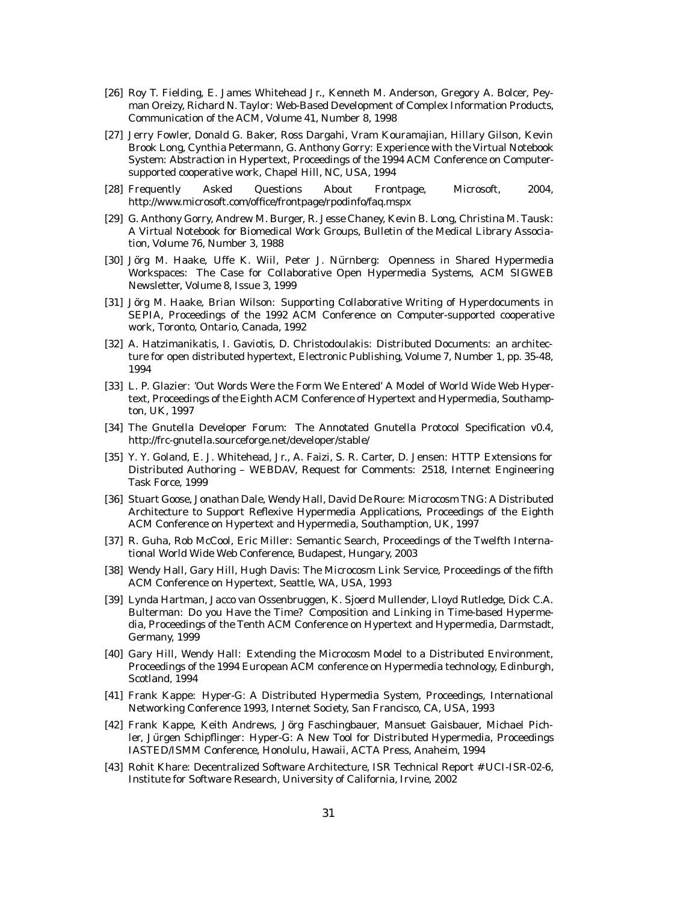- [26] Roy T. Fielding, E. James Whitehead Jr., Kenneth M. Anderson, Gregory A. Bolcer, Peyman Oreizy, Richard N. Taylor: Web-Based Development of Complex Information Products, Communication of the ACM, Volume 41, Number 8, 1998

- [27] Jerry Fowler, Donald G. Baker, Ross Dargahi, Vram Kouramajian, Hillary Gilson, Kevin Brook Long, Cynthia Petermann, G. Anthony Gorry: Experience with the Virtual Notebook System: Abstraction in Hypertext, Proceedings of the 1994 ACM Conference on Computer-supported cooperative work, Chapel Hill, NC, USA, 1994

- [28] Frequently Asked Questions About Frontpage, Microsoft, 2004, http://www.microsoft.com/office/frontpage/rpodinfo/faq.mspx

- [29] G. Anthony Gorry, Andrew M. Burger, R. Jesse Chaney, Kevin B. Long, Christina M. Tausk: A Virtual Notebook for Biomedical Work Groups, Bulletin of the Medical Library Association, Volume 76, Number 3, 1988

- [30] Jörg M. Haake, Uffe K. Wiil, Peter J. Nürnberg: Openness in Shared Hypermedia Workspaces: The Case for Collaborative Open Hypermedia Systems, ACM SIGWEB Newsletter, Volume 8, Issue 3, 1999

- [31] Jörg M. Haake, Brian Wilson: Supporting Collaborative Writing of Hyperdocuments in SEPIA, Proceedings of the 1992 ACM Conference on Computer-supported cooperative work, Toronto, Ontario, Canada, 1992

- [32] A. Hatzimanikatis, I. Gaviotis, D. Christodoulakis: Distributed Documents: an architecture for open distributed hypertext, Electronic Publishing, Volume 7, Number 1, pp. 35-48, 1994

- [33] L. P. Glazier: 'Out Words Were the Form We Entered' A Model of World Wide Web Hypertext, Proceedings of the Eighth ACM Conference of Hypertext and Hypermedia, Southampton, UK, 1997

- [34] The Gnutella Developer Forum: The Annotated Gnutella Protocol Specification v0.4, http://frc-gnutella.sourceforge.net/developer/stable/

- [35] Y. Y. Goland, E. J. Whitehead, Jr., A. Faizi, S. R. Carter, D. Jensen: HTTP Extensions for Distributed Authoring – WEBDAV, Request for Comments: 2518, Internet Engineering Task Force, 1999

- [36] Stuart Goose, Jonathan Dale, Wendy Hall, David De Roure: Microcosm TNG: A Distributed Architecture to Support Reflexive Hypermedia Applications, Proceedings of the Eighth ACM Conference on Hypertext and Hypermedia, Southamption, UK, 1997

- [37] R. Guha, Rob McCool, Eric Miller: Semantic Search, Proceedings of the Twelfth International World Wide Web Conference, Budapest, Hungary, 2003

- [38] Wendy Hall, Gary Hill, Hugh Davis: The Microcosm Link Service, Proceedings of the fifth ACM Conference on Hypertext, Seattle, WA, USA, 1993

- [39] Lynda Hartman, Jacco van Ossenbruggen, K. Sjoerd Mullender, Lloyd Rutledge, Dick C.A. Bulterman: Do you Have the Time? Composition and Linking in Time-based Hypermedia, Proceedings of the Tenth ACM Conference on Hypertext and Hypermedia, Darmstadt, Germany, 1999

- [40] Gary Hill, Wendy Hall: Extending the Microcosm Model to a Distributed Environment, Proceedings of the 1994 European ACM conference on Hypermedia technology, Edinburgh, Scotland, 1994

- [41] Frank Kappe: Hyper-G: A Distributed Hypermedia System, Proceedings, International Networking Conference 1993, Internet Society, San Francisco, CA, USA, 1993

- [42] Frank Kappe, Keith Andrews, Jörg Faschingbauer, Mansuet Gaisbauer, Michael Pichler, Jürgen Schipflinger: Hyper-G: A New Tool for Distributed Hypermedia, Proceedings IASTED/ISMM Conference, Honolulu, Hawaii, ACTA Press, Anaheim, 1994

- [43] Rohit Khare: Decentralized Software Architecture, ISR Technical Report # UCI-ISR-02-6, Institute for Software Research, University of California, Irvine, 2002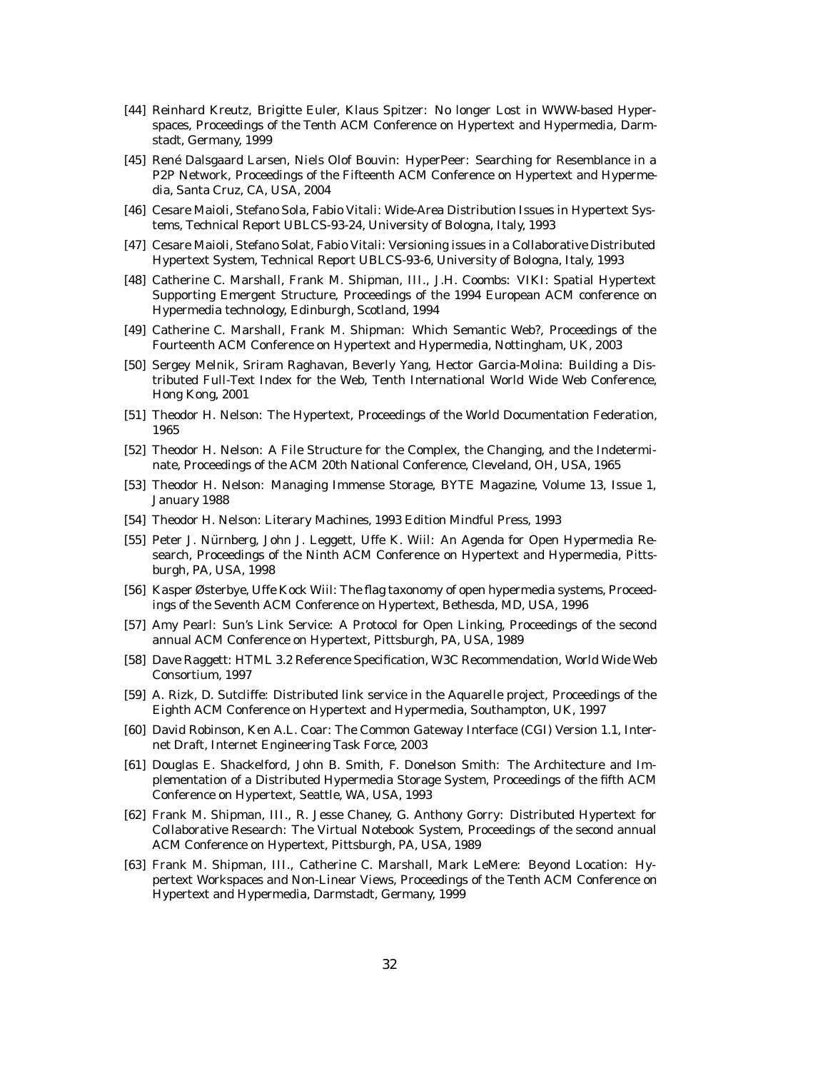[44] Reinhard Kreutz, Brigitte Euler, Klaus Spitzer: No longer Lost in WWW-based Hyperspaces, Proceedings of the Tenth ACM Conference on Hypertext and Hypermedia, Darmstadt, Germany, 1999

[45] René Dalsgaard Larsen, Niels Olof Bouvin: HyperPeer: Searching for Resemblance in a P2P Network, Proceedings of the Fifteenth ACM Conference on Hypertext and Hypermedia, Santa Cruz, CA, USA, 2004

[46] Cesare Maioli, Stefano Sola, Fabio Vitali: Wide-Area Distribution Issues in Hypertext Systems, Technical Report UBLCS-93-24, University of Bologna, Italy, 1993

[47] Cesare Maioli, Stefano Solat, Fabio Vitali: Versioning issues in a Collaborative Distributed Hypertext System, Technical Report UBLCS-93-6, University of Bologna, Italy, 1993

[48] Catherine C. Marshall, Frank M. Shipman, III., J.H. Coombs: VIKI: Spatial Hypertext Supporting Emergent Structure, Proceedings of the 1994 European ACM conference on Hypermedia technology, Edinburgh, Scotland, 1994

[49] Catherine C. Marshall, Frank M. Shipman: Which Semantic Web?, Proceedings of the Fourteenth ACM Conference on Hypertext and Hypermedia, Nottingham, UK, 2003

[50] Sergey Melnik, Sriram Raghavan, Beverly Yang, Hector Garcia-Molina: Building a Distributed Full-Text Index for the Web, Tenth International World Wide Web Conference, Hong Kong, 2001

[51] Theodor H. Nelson: The Hypertext, Proceedings of the World Documentation Federation, 1965

[52] Theodor H. Nelson: A File Structure for the Complex, the Changing, and the Indeterminate, Proceedings of the ACM 20th National Conference, Cleveland, OH, USA, 1965

[53] Theodor H. Nelson: Managing Immense Storage, BYTE Magazine, Volume 13, Issue 1, January 1988

[54] Theodor H. Nelson: Literary Machines, 1993 Edition Mindful Press, 1993

[55] Peter J. Nürnberg, John J. Leggett, Uffe K. Wiil: An Agenda for Open Hypermedia Research, Proceedings of the Ninth ACM Conference on Hypertext and Hypermedia, Pittsburgh, PA, USA, 1998

[56] Kasper Østerbye, Uffe Kock Wiil: The flag taxonomy of open hypermedia systems, Proceedings of the Seventh ACM Conference on Hypertext, Bethesda, MD, USA, 1996

[57] Amy Pearl: Sun's Link Service: A Protocol for Open Linking, Proceedings of the second annual ACM Conference on Hypertext, Pittsburgh, PA, USA, 1989

[58] Dave Raggett: HTML 3.2 Reference Specification, W3C Recommendation, World Wide Web Consortium, 1997

[59] A. Rizk, D. Sutcliffe: Distributed link service in the Aquarelle project, Proceedings of the Eighth ACM Conference on Hypertext and Hypermedia, Southampton, UK, 1997

[60] David Robinson, Ken A.L. Coar: The Common Gateway Interface (CGI) Version 1.1, Internet Draft, Internet Engineering Task Force, 2003

[61] Douglas E. Shackelford, John B. Smith, F. Donelson Smith: The Architecture and Implementation of a Distributed Hypermedia Storage System, Proceedings of the fifth ACM Conference on Hypertext, Seattle, WA, USA, 1993

[62] Frank M. Shipman, III., R. Jesse Chaney, G. Anthony Gorry: Distributed Hypertext for Collaborative Research: The Virtual Notebook System, Proceedings of the second annual ACM Conference on Hypertext, Pittsburgh, PA, USA, 1989

[63] Frank M. Shipman, III., Catherine C. Marshall, Mark LeMere: Beyond Location: Hypertext Workspaces and Non-Linear Views, Proceedings of the Tenth ACM Conference on Hypertext and Hypermedia, Darmstadt, Germany, 1999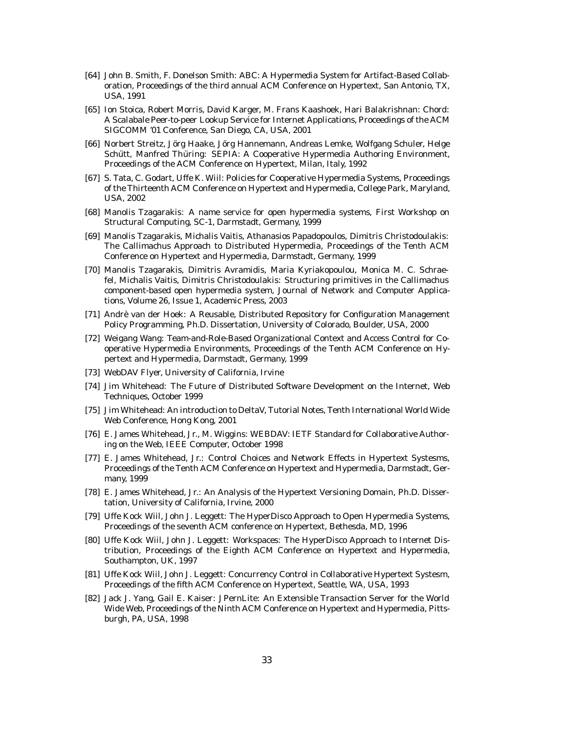[64] John B. Smith, F. Donelson Smith: ABC: A Hypermedia System for Artifact-Based Collaboration, Proceedings of the third annual ACM Conference on Hypertext, San Antonio, TX, USA, 1991

[65] Ion Stoica, Robert Morris, David Karger, M. Frans Kaashoek, Hari Balakrishnan: Chord: A Scalabale Peer-to-peer Lookup Service for Internet Applications, Proceedings of the ACM SIGCOMM '01 Conference, San Diego, CA, USA, 2001

[66] Norbert Streitz, Jörg Haake, Jörg Hannemann, Andreas Lemke, Wolfgang Schuler, Helge Schütt, Manfred Thüring: SEPIA: A Cooperative Hypermedia Authoring Environment, Proceedings of the ACM Conference on Hypertext, Milan, Italy, 1992

[67] S. Tata, C. Godart, Uffe K. Wiil: Policies for Cooperative Hypermedia Systems, Proceedings of the Thirteenth ACM Conference on Hypertext and Hypermedia, College Park, Maryland, USA, 2002

[68] Manolis Tzagarakis: A name service for open hypermedia systems, First Workshop on Structural Computing, SC-1, Darmstadt, Germany, 1999

[69] Manolis Tzagarakis, Michalis Vaitis, Athanasios Papadopoulos, Dimitris Christodoulakis: The Callimachus Approach to Distributed Hypermedia, Proceedings of the Tenth ACM Conference on Hypertext and Hypermedia, Darmstadt, Germany, 1999

[70] Manolis Tzagarakis, Dimitris Avramidis, Maria Kyriakopoulou, Monica M. C. Schraefel, Michalis Vaitis, Dimitris Christodoulakis: Structuring primitives in the Callimachus component-based open hypermedia system, Journal of Network and Computer Applications, Volume 26, Issue 1, Academic Press, 2003

[71] Andrè van der Hoek: A Reusable, Distributed Repository for Configuration Management Policy Programming, Ph.D. Dissertation, University of Colorado, Boulder, USA, 2000

[72] Weigang Wang: Team-and-Role-Based Organizational Context and Access Control for Cooperative Hypermedia Environments, Proceedings of the Tenth ACM Conference on Hypertext and Hypermedia, Darmstadt, Germany, 1999

[73] WebDAV Flyer, University of California, Irvine

[74] Jim Whitehead: The Future of Distributed Software Development on the Internet, Web Techniques, October 1999

[75] Jim Whitehead: An introduction to DeltaV, Tutorial Notes, Tenth International World Wide Web Conference, Hong Kong, 2001

[76] E. James Whitehead, Jr., M. Wiggins: WEBDAV: IETF Standard for Collaborative Authoring on the Web, IEEE Computer, October 1998

[77] E. James Whitehead, Jr.: Control Choices and Network Effects in Hypertext Systesms, Proceedings of the Tenth ACM Conference on Hypertext and Hypermedia, Darmstadt, Germany, 1999

[78] E. James Whitehead, Jr.: An Analysis of the Hypertext Versioning Domain, Ph.D. Dissertation, University of California, Irvine, 2000

[79] Uffe Kock Wiil, John J. Leggett: The HyperDisco Approach to Open Hypermedia Systems, Proceedings of the seventh ACM conference on Hypertext, Bethesda, MD, 1996

[80] Uffe Kock Wiil, John J. Leggett: Workspaces: The HyperDisco Approach to Internet Distribution, Proceedings of the Eighth ACM Conference on Hypertext and Hypermedia, Southampton, UK, 1997

[81] Uffe Kock Wiil, John J. Leggett: Concurrency Control in Collaborative Hypertext Systesm, Proceedings of the fifth ACM Conference on Hypertext, Seattle, WA, USA, 1993

[82] Jack J. Yang, Gail E. Kaiser: JPernLite: An Extensible Transaction Server for the World Wide Web, Proceedings of the Ninth ACM Conference on Hypertext and Hypermedia, Pittsburgh, PA, USA, 1998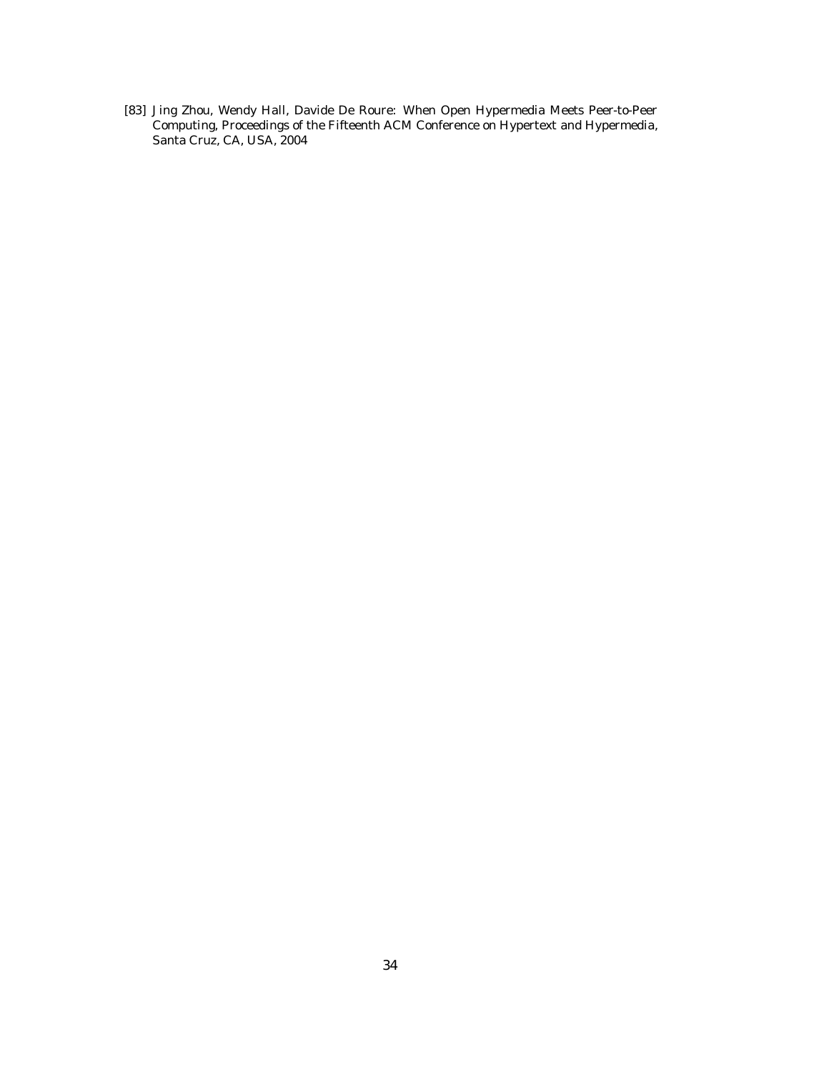[83] Jing Zhou, Wendy Hall, Davide De Roure: When Open Hypermedia Meets Peer-to-Peer Computing, Proceedings of the Fifteenth ACM Conference on Hypertext and Hypermedia, Santa Cruz, CA, USA, 2004